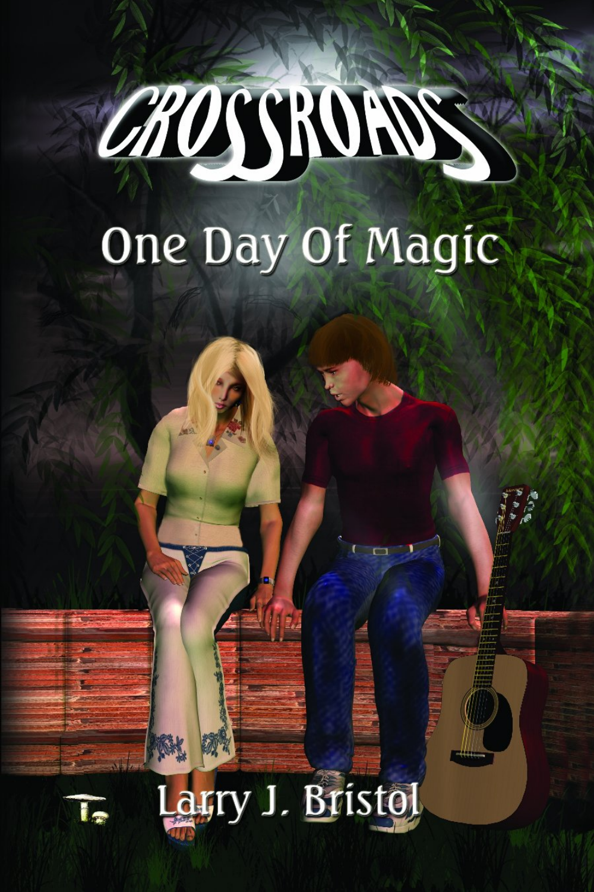# CROSSROADS

## One Day Of Magic

Larry J. Bristol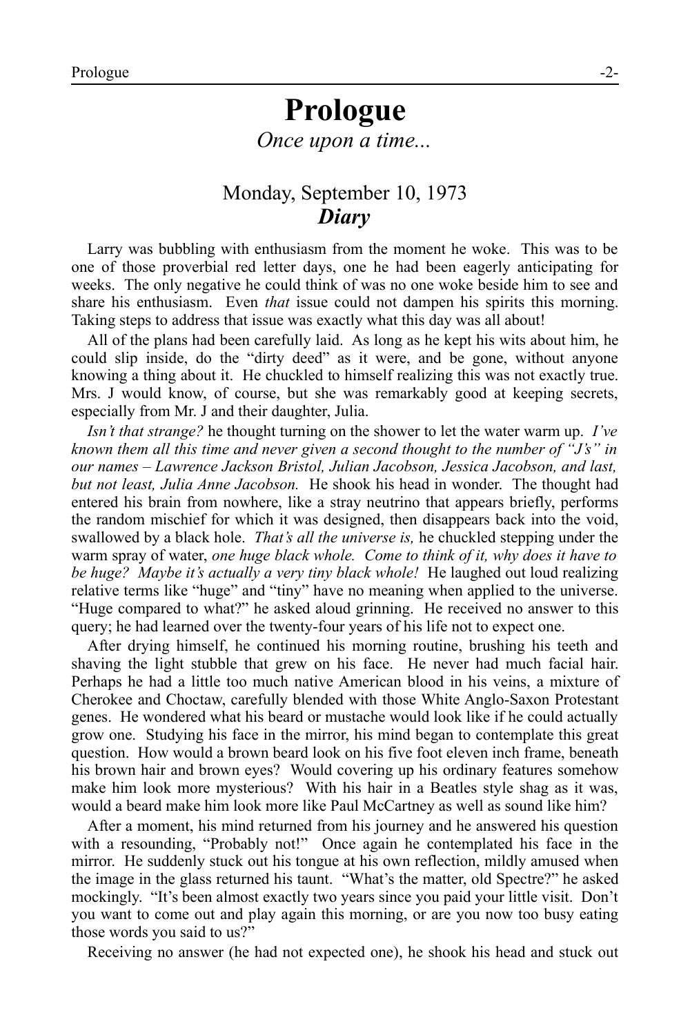# Prologue

*Once upon a time...*

## Monday, September 10, 1973

### ***Diary***

Larry was bubbling with enthusiasm from the moment he woke. This was to be one of those proverbial red letter days, one he had been eagerly anticipating for weeks. The only negative he could think of was no one woke beside him to see and share his enthusiasm. Even *that* issue could not dampen his spirits this morning. Taking steps to address that issue was exactly what this day was all about!

All of the plans had been carefully laid. As long as he kept his wits about him, he could slip inside, do the "dirty deed" as it were, and be gone, without anyone knowing a thing about it. He chuckled to himself realizing this was not exactly true. Mrs. J would know, of course, but she was remarkably good at keeping secrets, especially from Mr. J and their daughter, Julia.

*Isn't that strange?* he thought turning on the shower to let the water warm up. *I've known them all this time and never given a second thought to the number of "J's" in our names – Lawrence Jackson Bristol, Julian Jacobson, Jessica Jacobson, and last, but not least, Julia Anne Jacobson.* He shook his head in wonder. The thought had entered his brain from nowhere, like a stray neutrino that appears briefly, performs the random mischief for which it was designed, then disappears back into the void, swallowed by a black hole. *That's all the universe is,* he chuckled stepping under the warm spray of water, *one huge black whole. Come to think of it, why does it have to be huge? Maybe it's actually a very tiny black whole!* He laughed out loud realizing relative terms like "huge" and "tiny" have no meaning when applied to the universe. "Huge compared to what?" he asked aloud grinning. He received no answer to this query; he had learned over the twenty-four years of his life not to expect one.

After drying himself, he continued his morning routine, brushing his teeth and shaving the light stubble that grew on his face. He never had much facial hair. Perhaps he had a little too much native American blood in his veins, a mixture of Cherokee and Choctaw, carefully blended with those White Anglo-Saxon Protestant genes. He wondered what his beard or mustache would look like if he could actually grow one. Studying his face in the mirror, his mind began to contemplate this great question. How would a brown beard look on his five foot eleven inch frame, beneath his brown hair and brown eyes? Would covering up his ordinary features somehow make him look more mysterious? With his hair in a Beatles style shag as it was, would a beard make him look more like Paul McCartney as well as sound like him?

After a moment, his mind returned from his journey and he answered his question with a resounding, "Probably not!" Once again he contemplated his face in the mirror. He suddenly stuck out his tongue at his own reflection, mildly amused when the image in the glass returned his taunt. "What's the matter, old Spectre?" he asked mockingly. "It's been almost exactly two years since you paid your little visit. Don't you want to come out and play again this morning, or are you now too busy eating those words you said to us?"

Receiving no answer (he had not expected one), he shook his head and stuck out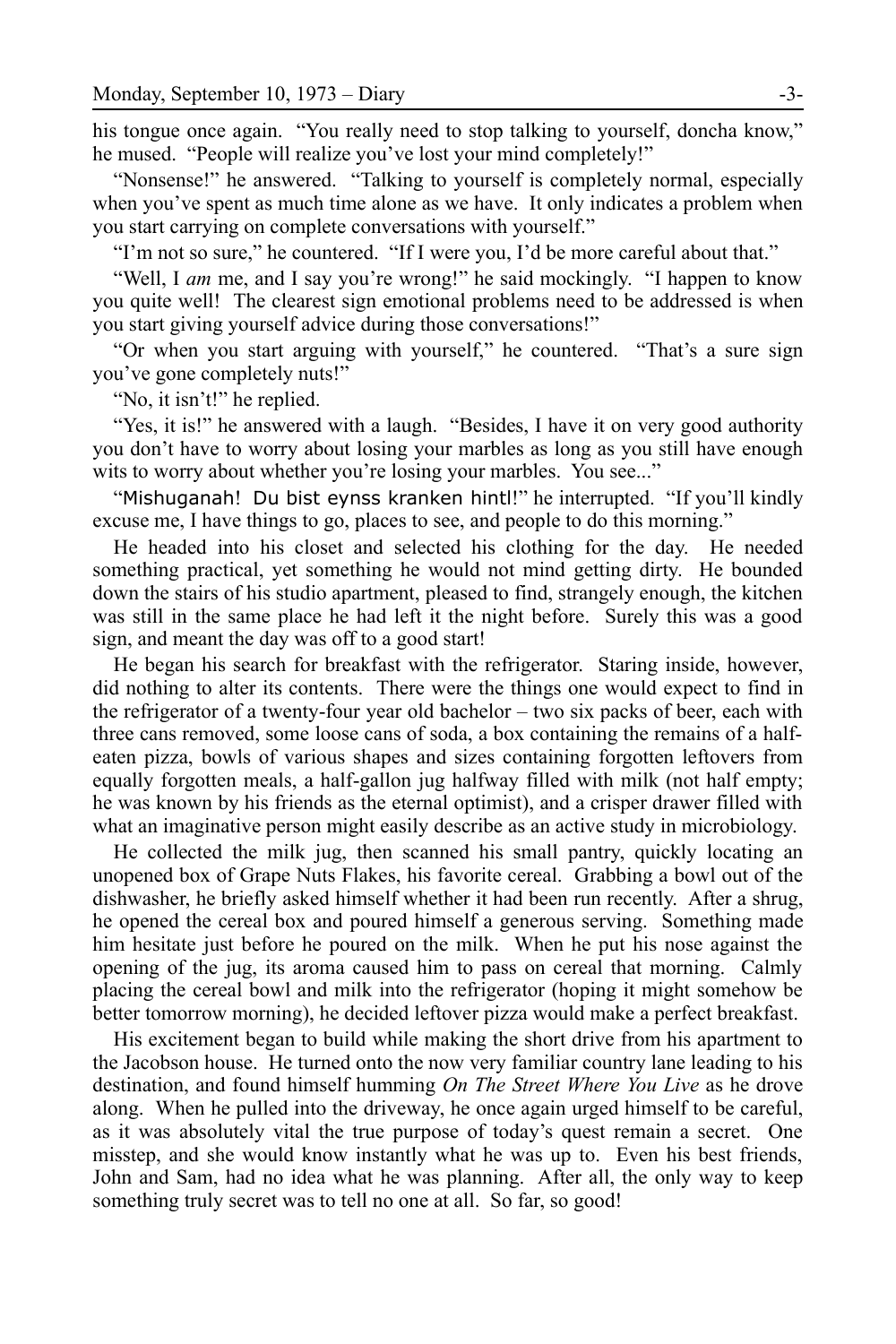his tongue once again. "You really need to stop talking to yourself, doncha know," he mused. "People will realize you've lost your mind completely!"

"Nonsense!" he answered. "Talking to yourself is completely normal, especially when you've spent as much time alone as we have. It only indicates a problem when you start carrying on complete conversations with yourself."

"I'm not so sure," he countered. "If I were you, I'd be more careful about that."

"Well, I *am* me, and I say you're wrong!" he said mockingly. "I happen to know you quite well! The clearest sign emotional problems need to be addressed is when you start giving yourself advice during those conversations!"

"Or when you start arguing with yourself," he countered. "That's a sure sign you've gone completely nuts!"

"No, it isn't!" he replied.

"Yes, it is!" he answered with a laugh. "Besides, I have it on very good authority you don't have to worry about losing your marbles as long as you still have enough wits to worry about whether you're losing your marbles. You see..."

"Mishuganah! Du bist eynss kranken hintl!" he interrupted. "If you'll kindly excuse me, I have things to go, places to see, and people to do this morning."

He headed into his closet and selected his clothing for the day. He needed something practical, yet something he would not mind getting dirty. He bounded down the stairs of his studio apartment, pleased to find, strangely enough, the kitchen was still in the same place he had left it the night before. Surely this was a good sign, and meant the day was off to a good start!

He began his search for breakfast with the refrigerator. Staring inside, however, did nothing to alter its contents. There were the things one would expect to find in the refrigerator of a twenty-four year old bachelor – two six packs of beer, each with three cans removed, some loose cans of soda, a box containing the remains of a half-eaten pizza, bowls of various shapes and sizes containing forgotten leftovers from equally forgotten meals, a half-gallon jug halfway filled with milk (not half empty; he was known by his friends as the eternal optimist), and a crisper drawer filled with what an imaginative person might easily describe as an active study in microbiology.

He collected the milk jug, then scanned his small pantry, quickly locating an unopened box of Grape Nuts Flakes, his favorite cereal. Grabbing a bowl out of the dishwasher, he briefly asked himself whether it had been run recently. After a shrug, he opened the cereal box and poured himself a generous serving. Something made him hesitate just before he poured on the milk. When he put his nose against the opening of the jug, its aroma caused him to pass on cereal that morning. Calmly placing the cereal bowl and milk into the refrigerator (hoping it might somehow be better tomorrow morning), he decided leftover pizza would make a perfect breakfast.

His excitement began to build while making the short drive from his apartment to the Jacobson house. He turned onto the now very familiar country lane leading to his destination, and found himself humming *On The Street Where You Live* as he drove along. When he pulled into the driveway, he once again urged himself to be careful, as it was absolutely vital the true purpose of today's quest remain a secret. One misstep, and she would know instantly what he was up to. Even his best friends, John and Sam, had no idea what he was planning. After all, the only way to keep something truly secret was to tell no one at all. So far, so good!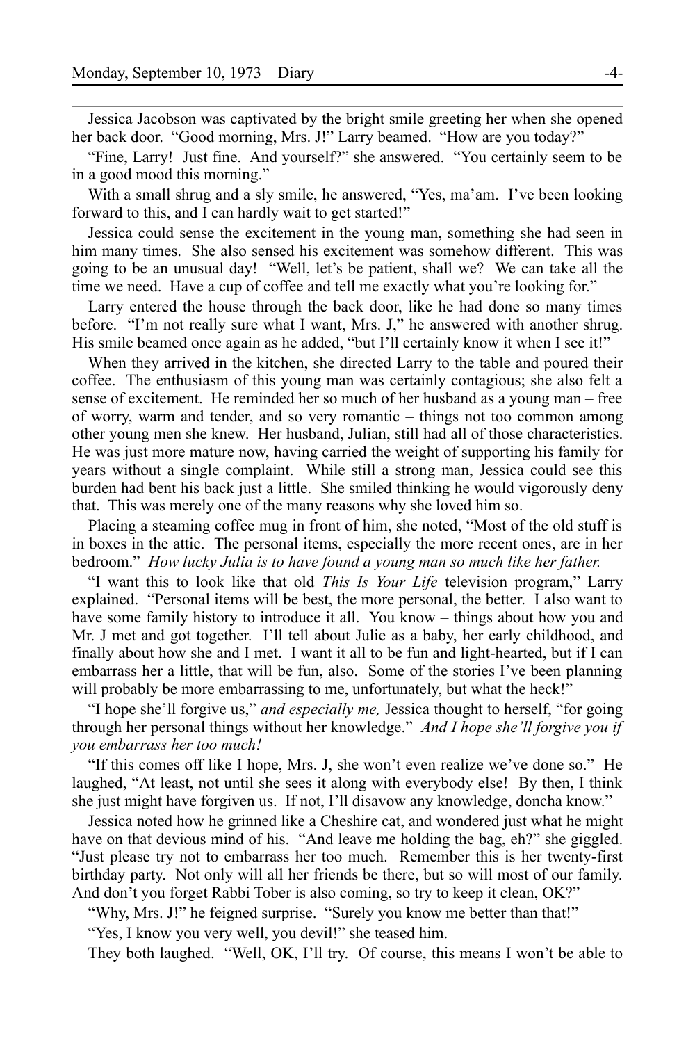Jessica Jacobson was captivated by the bright smile greeting her when she opened her back door. "Good morning, Mrs. J!" Larry beamed. "How are you today?"

"Fine, Larry! Just fine. And yourself?" she answered. "You certainly seem to be in a good mood this morning."

With a small shrug and a sly smile, he answered, "Yes, ma'am. I've been looking forward to this, and I can hardly wait to get started!"

Jessica could sense the excitement in the young man, something she had seen in him many times. She also sensed his excitement was somehow different. This was going to be an unusual day! "Well, let's be patient, shall we? We can take all the time we need. Have a cup of coffee and tell me exactly what you're looking for."

Larry entered the house through the back door, like he had done so many times before. "I'm not really sure what I want, Mrs. J," he answered with another shrug. His smile beamed once again as he added, "but I'll certainly know it when I see it!"

When they arrived in the kitchen, she directed Larry to the table and poured their coffee. The enthusiasm of this young man was certainly contagious; she also felt a sense of excitement. He reminded her so much of her husband as a young man – free of worry, warm and tender, and so very romantic – things not too common among other young men she knew. Her husband, Julian, still had all of those characteristics. He was just more mature now, having carried the weight of supporting his family for years without a single complaint. While still a strong man, Jessica could see this burden had bent his back just a little. She smiled thinking he would vigorously deny that. This was merely one of the many reasons why she loved him so.

Placing a steaming coffee mug in front of him, she noted, "Most of the old stuff is in boxes in the attic. The personal items, especially the more recent ones, are in her bedroom." *How lucky Julia is to have found a young man so much like her father.*

"I want this to look like that old *This Is Your Life* television program," Larry explained. "Personal items will be best, the more personal, the better. I also want to have some family history to introduce it all. You know – things about how you and Mr. J met and got together. I'll tell about Julie as a baby, her early childhood, and finally about how she and I met. I want it all to be fun and light-hearted, but if I can embarrass her a little, that will be fun, also. Some of the stories I've been planning will probably be more embarrassing to me, unfortunately, but what the heck!"

"I hope she'll forgive us," *and especially me,* Jessica thought to herself, "for going through her personal things without her knowledge." *And I hope she'll forgive you if you embarrass her too much!*

"If this comes off like I hope, Mrs. J, she won't even realize we've done so." He laughed, "At least, not until she sees it along with everybody else! By then, I think she just might have forgiven us. If not, I'll disavow any knowledge, doncha know."

Jessica noted how he grinned like a Cheshire cat, and wondered just what he might have on that devious mind of his. "And leave me holding the bag, eh?" she giggled. "Just please try not to embarrass her too much. Remember this is her twenty-first birthday party. Not only will all her friends be there, but so will most of our family. And don't you forget Rabbi Tober is also coming, so try to keep it clean, OK?"

"Why, Mrs. J!" he feigned surprise. "Surely you know me better than that!"

"Yes, I know you very well, you devil!" she teased him.

They both laughed. "Well, OK, I'll try. Of course, this means I won't be able to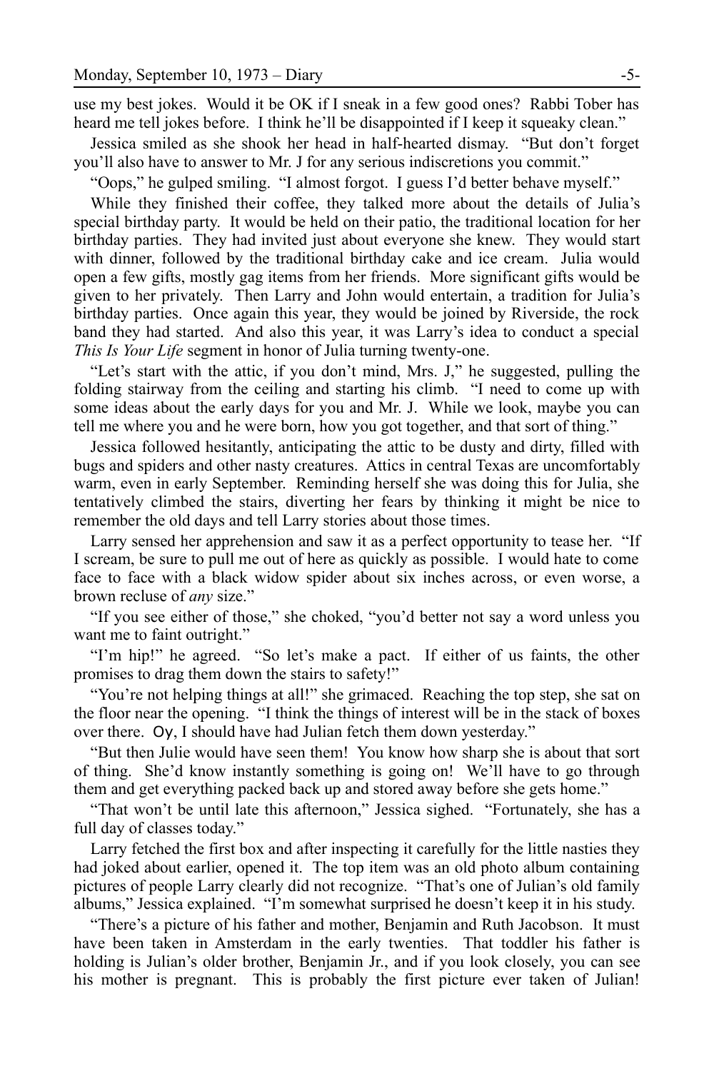use my best jokes. Would it be OK if I sneak in a few good ones? Rabbi Tober has heard me tell jokes before. I think he'll be disappointed if I keep it squeaky clean."

Jessica smiled as she shook her head in half-hearted dismay. "But don't forget you'll also have to answer to Mr. J for any serious indiscretions you commit."

"Oops," he gulped smiling. "I almost forgot. I guess I'd better behave myself."

While they finished their coffee, they talked more about the details of Julia's special birthday party. It would be held on their patio, the traditional location for her birthday parties. They had invited just about everyone she knew. They would start with dinner, followed by the traditional birthday cake and ice cream. Julia would open a few gifts, mostly gag items from her friends. More significant gifts would be given to her privately. Then Larry and John would entertain, a tradition for Julia's birthday parties. Once again this year, they would be joined by Riverside, the rock band they had started. And also this year, it was Larry's idea to conduct a special *This Is Your Life* segment in honor of Julia turning twenty-one.

"Let's start with the attic, if you don't mind, Mrs. J," he suggested, pulling the folding stairway from the ceiling and starting his climb. "I need to come up with some ideas about the early days for you and Mr. J. While we look, maybe you can tell me where you and he were born, how you got together, and that sort of thing."

Jessica followed hesitantly, anticipating the attic to be dusty and dirty, filled with bugs and spiders and other nasty creatures. Attics in central Texas are uncomfortably warm, even in early September. Reminding herself she was doing this for Julia, she tentatively climbed the stairs, diverting her fears by thinking it might be nice to remember the old days and tell Larry stories about those times.

Larry sensed her apprehension and saw it as a perfect opportunity to tease her. "If I scream, be sure to pull me out of here as quickly as possible. I would hate to come face to face with a black widow spider about six inches across, or even worse, a brown recluse of *any* size."

"If you see either of those," she choked, "you'd better not say a word unless you want me to faint outright."

"I'm hip!" he agreed. "So let's make a pact. If either of us faints, the other promises to drag them down the stairs to safety!"

"You're not helping things at all!" she grimaced. Reaching the top step, she sat on the floor near the opening. "I think the things of interest will be in the stack of boxes over there. Oy, I should have had Julian fetch them down yesterday."

"But then Julie would have seen them! You know how sharp she is about that sort of thing. She'd know instantly something is going on! We'll have to go through them and get everything packed back up and stored away before she gets home."

"That won't be until late this afternoon," Jessica sighed. "Fortunately, she has a full day of classes today."

Larry fetched the first box and after inspecting it carefully for the little nasties they had joked about earlier, opened it. The top item was an old photo album containing pictures of people Larry clearly did not recognize. "That's one of Julian's old family albums," Jessica explained. "I'm somewhat surprised he doesn't keep it in his study.

"There's a picture of his father and mother, Benjamin and Ruth Jacobson. It must have been taken in Amsterdam in the early twenties. That toddler his father is holding is Julian's older brother, Benjamin Jr., and if you look closely, you can see his mother is pregnant. This is probably the first picture ever taken of Julian!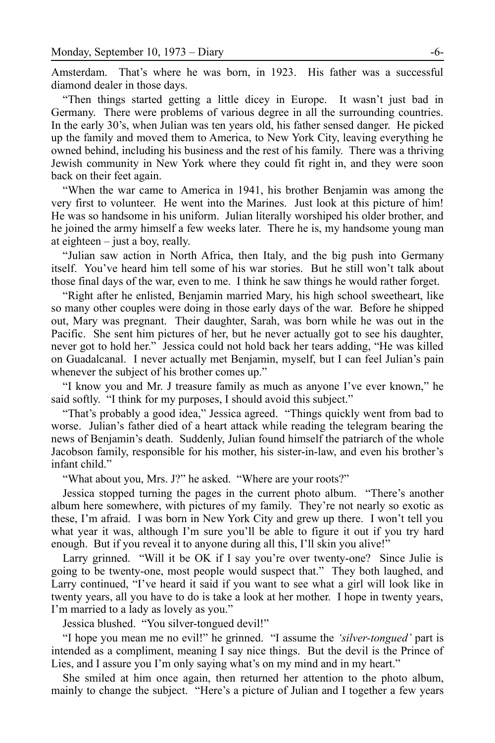Amsterdam. That's where he was born, in 1923. His father was a successful diamond dealer in those days.

"Then things started getting a little dicey in Europe. It wasn't just bad in Germany. There were problems of various degree in all the surrounding countries. In the early 30's, when Julian was ten years old, his father sensed danger. He picked up the family and moved them to America, to New York City, leaving everything he owned behind, including his business and the rest of his family. There was a thriving Jewish community in New York where they could fit right in, and they were soon back on their feet again.

"When the war came to America in 1941, his brother Benjamin was among the very first to volunteer. He went into the Marines. Just look at this picture of him! He was so handsome in his uniform. Julian literally worshiped his older brother, and he joined the army himself a few weeks later. There he is, my handsome young man at eighteen – just a boy, really.

"Julian saw action in North Africa, then Italy, and the big push into Germany itself. You've heard him tell some of his war stories. But he still won't talk about those final days of the war, even to me. I think he saw things he would rather forget.

"Right after he enlisted, Benjamin married Mary, his high school sweetheart, like so many other couples were doing in those early days of the war. Before he shipped out, Mary was pregnant. Their daughter, Sarah, was born while he was out in the Pacific. She sent him pictures of her, but he never actually got to see his daughter, never got to hold her." Jessica could not hold back her tears adding, "He was killed on Guadalcanal. I never actually met Benjamin, myself, but I can feel Julian's pain whenever the subject of his brother comes up."

"I know you and Mr. J treasure family as much as anyone I've ever known," he said softly. "I think for my purposes, I should avoid this subject."

"That's probably a good idea," Jessica agreed. "Things quickly went from bad to worse. Julian's father died of a heart attack while reading the telegram bearing the news of Benjamin's death. Suddenly, Julian found himself the patriarch of the whole Jacobson family, responsible for his mother, his sister-in-law, and even his brother's infant child."

"What about you, Mrs. J?" he asked. "Where are your roots?"

Jessica stopped turning the pages in the current photo album. "There's another album here somewhere, with pictures of my family. They're not nearly so exotic as these, I'm afraid. I was born in New York City and grew up there. I won't tell you what year it was, although I'm sure you'll be able to figure it out if you try hard enough. But if you reveal it to anyone during all this, I'll skin you alive!"

Larry grinned. "Will it be OK if I say you're over twenty-one? Since Julie is going to be twenty-one, most people would suspect that." They both laughed, and Larry continued, "I've heard it said if you want to see what a girl will look like in twenty years, all you have to do is take a look at her mother. I hope in twenty years, I'm married to a lady as lovely as you."

Jessica blushed. "You silver-tongued devil!"

"I hope you mean me no evil!" he grinned. "I assume the *'silver-tongued'* part is intended as a compliment, meaning I say nice things. But the devil is the Prince of Lies, and I assure you I'm only saying what's on my mind and in my heart."

She smiled at him once again, then returned her attention to the photo album, mainly to change the subject. "Here's a picture of Julian and I together a few years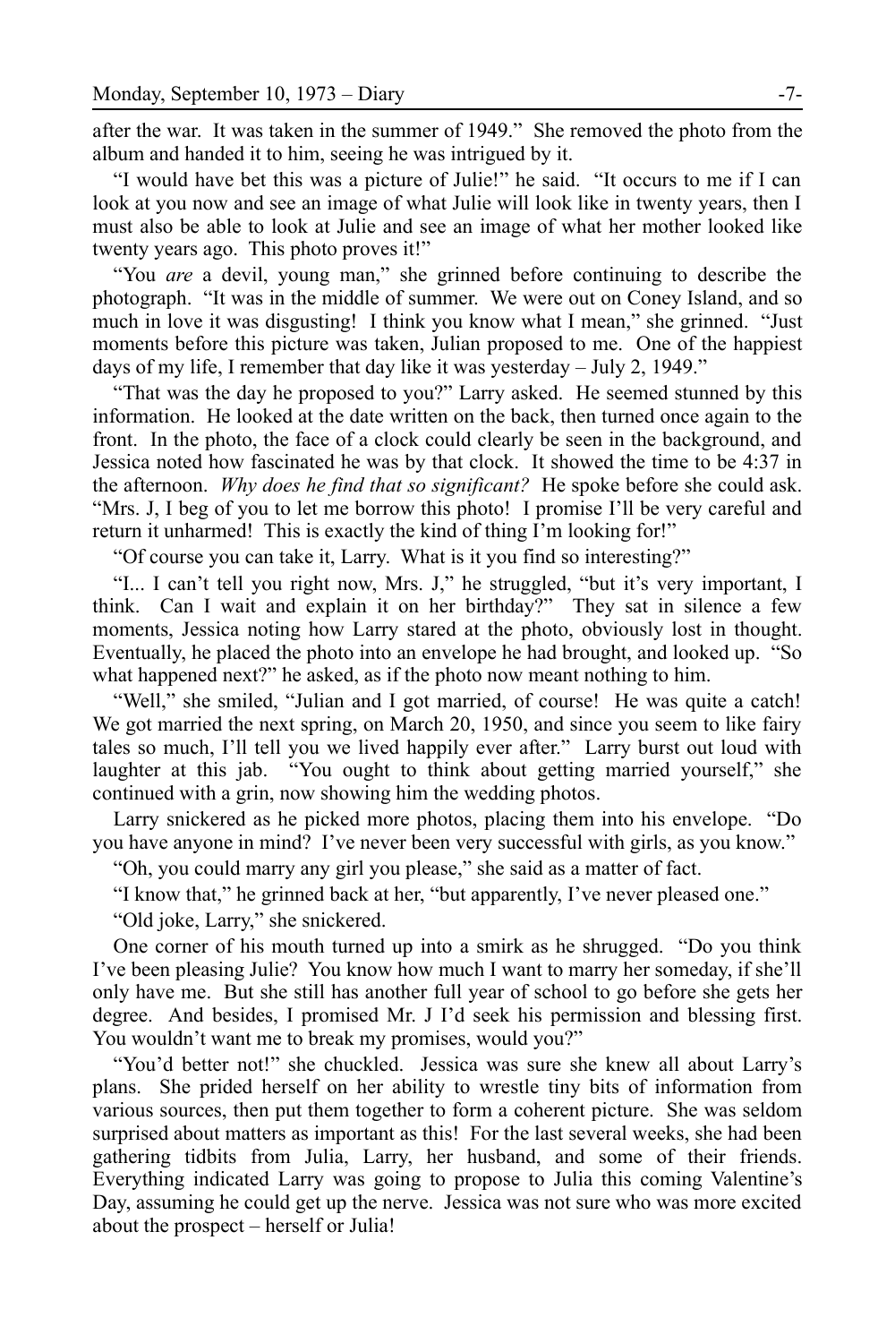after the war. It was taken in the summer of 1949." She removed the photo from the album and handed it to him, seeing he was intrigued by it.

"I would have bet this was a picture of Julie!" he said. "It occurs to me if I can look at you now and see an image of what Julie will look like in twenty years, then I must also be able to look at Julie and see an image of what her mother looked like twenty years ago. This photo proves it!"

"You *are* a devil, young man," she grinned before continuing to describe the photograph. "It was in the middle of summer. We were out on Coney Island, and so much in love it was disgusting! I think you know what I mean," she grinned. "Just moments before this picture was taken, Julian proposed to me. One of the happiest days of my life, I remember that day like it was yesterday – July 2, 1949."

"That was the day he proposed to you?" Larry asked. He seemed stunned by this information. He looked at the date written on the back, then turned once again to the front. In the photo, the face of a clock could clearly be seen in the background, and Jessica noted how fascinated he was by that clock. It showed the time to be 4:37 in the afternoon. *Why does he find that so significant?* He spoke before she could ask. "Mrs. J, I beg of you to let me borrow this photo! I promise I'll be very careful and return it unharmed! This is exactly the kind of thing I'm looking for!"

"Of course you can take it, Larry. What is it you find so interesting?"

"I... I can't tell you right now, Mrs. J," he struggled, "but it's very important, I think. Can I wait and explain it on her birthday?" They sat in silence a few moments, Jessica noting how Larry stared at the photo, obviously lost in thought. Eventually, he placed the photo into an envelope he had brought, and looked up. "So what happened next?" he asked, as if the photo now meant nothing to him.

"Well," she smiled, "Julian and I got married, of course! He was quite a catch! We got married the next spring, on March 20, 1950, and since you seem to like fairy tales so much, I'll tell you we lived happily ever after." Larry burst out loud with laughter at this jab. "You ought to think about getting married yourself," she continued with a grin, now showing him the wedding photos.

Larry snickered as he picked more photos, placing them into his envelope. "Do you have anyone in mind? I've never been very successful with girls, as you know."

"Oh, you could marry any girl you please," she said as a matter of fact.

"I know that," he grinned back at her, "but apparently, I've never pleased one."

"Old joke, Larry," she snickered.

One corner of his mouth turned up into a smirk as he shrugged. "Do you think I've been pleasing Julie? You know how much I want to marry her someday, if she'll only have me. But she still has another full year of school to go before she gets her degree. And besides, I promised Mr. J I'd seek his permission and blessing first. You wouldn't want me to break my promises, would you?"

"You'd better not!" she chuckled. Jessica was sure she knew all about Larry's plans. She prided herself on her ability to wrestle tiny bits of information from various sources, then put them together to form a coherent picture. She was seldom surprised about matters as important as this! For the last several weeks, she had been gathering tidbits from Julia, Larry, her husband, and some of their friends. Everything indicated Larry was going to propose to Julia this coming Valentine's Day, assuming he could get up the nerve. Jessica was not sure who was more excited about the prospect – herself or Julia!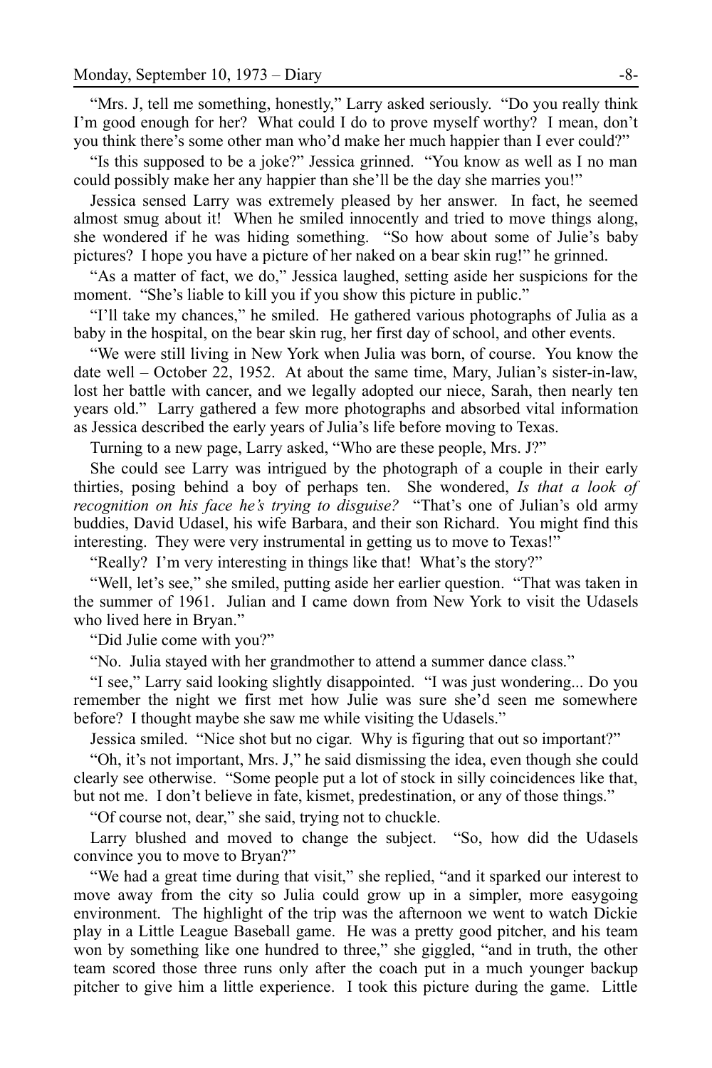"Mrs. J, tell me something, honestly," Larry asked seriously. "Do you really think I'm good enough for her? What could I do to prove myself worthy? I mean, don't you think there's some other man who'd make her much happier than I ever could?"

"Is this supposed to be a joke?" Jessica grinned. "You know as well as I no man could possibly make her any happier than she'll be the day she marries you!"

Jessica sensed Larry was extremely pleased by her answer. In fact, he seemed almost smug about it! When he smiled innocently and tried to move things along, she wondered if he was hiding something. "So how about some of Julie's baby pictures? I hope you have a picture of her naked on a bear skin rug!" he grinned.

"As a matter of fact, we do," Jessica laughed, setting aside her suspicions for the moment. "She's liable to kill you if you show this picture in public."

"I'll take my chances," he smiled. He gathered various photographs of Julia as a baby in the hospital, on the bear skin rug, her first day of school, and other events.

"We were still living in New York when Julia was born, of course. You know the date well – October 22, 1952. At about the same time, Mary, Julian's sister-in-law, lost her battle with cancer, and we legally adopted our niece, Sarah, then nearly ten years old." Larry gathered a few more photographs and absorbed vital information as Jessica described the early years of Julia's life before moving to Texas.

Turning to a new page, Larry asked, "Who are these people, Mrs. J?"

She could see Larry was intrigued by the photograph of a couple in their early thirties, posing behind a boy of perhaps ten. She wondered, *Is that a look of recognition on his face he's trying to disguise?* "That's one of Julian's old army buddies, David Udasel, his wife Barbara, and their son Richard. You might find this interesting. They were very instrumental in getting us to move to Texas!"

"Really? I'm very interesting in things like that! What's the story?"

"Well, let's see," she smiled, putting aside her earlier question. "That was taken in the summer of 1961. Julian and I came down from New York to visit the Udasels who lived here in Bryan."

"Did Julie come with you?"

"No. Julia stayed with her grandmother to attend a summer dance class."

"I see," Larry said looking slightly disappointed. "I was just wondering... Do you remember the night we first met how Julie was sure she'd seen me somewhere before? I thought maybe she saw me while visiting the Udasels."

Jessica smiled. "Nice shot but no cigar. Why is figuring that out so important?"

"Oh, it's not important, Mrs. J," he said dismissing the idea, even though she could clearly see otherwise. "Some people put a lot of stock in silly coincidences like that, but not me. I don't believe in fate, kismet, predestination, or any of those things."

"Of course not, dear," she said, trying not to chuckle.

Larry blushed and moved to change the subject. "So, how did the Udasels convince you to move to Bryan?"

"We had a great time during that visit," she replied, "and it sparked our interest to move away from the city so Julia could grow up in a simpler, more easygoing environment. The highlight of the trip was the afternoon we went to watch Dickie play in a Little League Baseball game. He was a pretty good pitcher, and his team won by something like one hundred to three," she giggled, "and in truth, the other team scored those three runs only after the coach put in a much younger backup pitcher to give him a little experience. I took this picture during the game. Little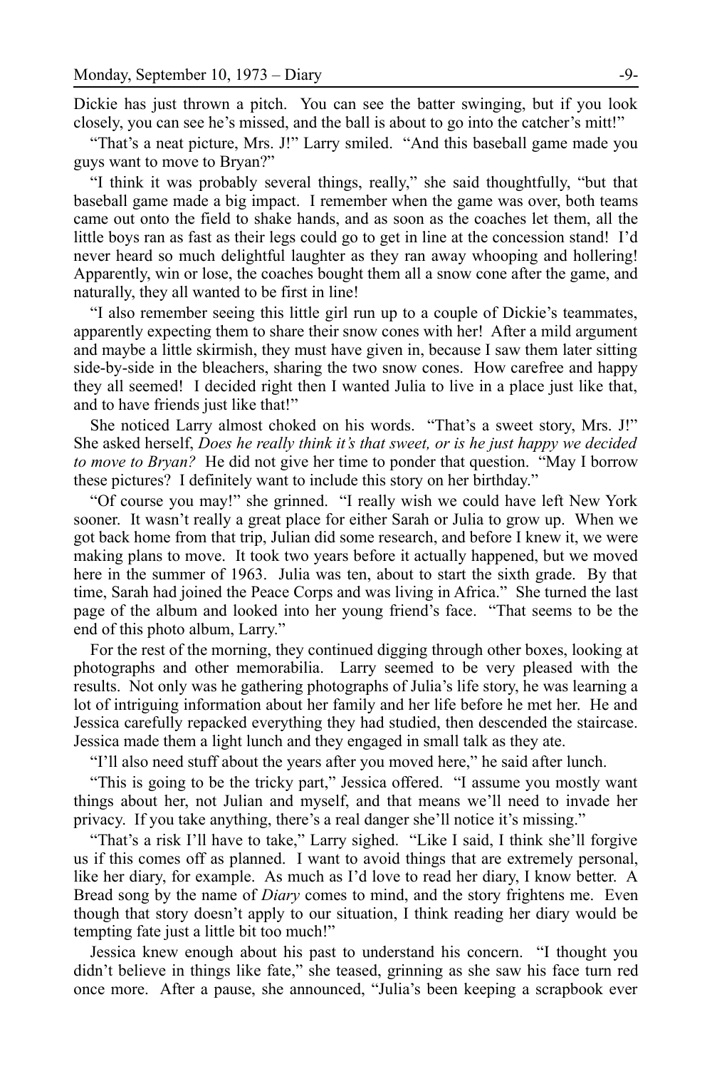Dickie has just thrown a pitch. You can see the batter swinging, but if you look closely, you can see he's missed, and the ball is about to go into the catcher's mitt!"

"That's a neat picture, Mrs. J!" Larry smiled. "And this baseball game made you guys want to move to Bryan?"

"I think it was probably several things, really," she said thoughtfully, "but that baseball game made a big impact. I remember when the game was over, both teams came out onto the field to shake hands, and as soon as the coaches let them, all the little boys ran as fast as their legs could go to get in line at the concession stand! I'd never heard so much delightful laughter as they ran away whooping and hollering! Apparently, win or lose, the coaches bought them all a snow cone after the game, and naturally, they all wanted to be first in line!

"I also remember seeing this little girl run up to a couple of Dickie's teammates, apparently expecting them to share their snow cones with her! After a mild argument and maybe a little skirmish, they must have given in, because I saw them later sitting side-by-side in the bleachers, sharing the two snow cones. How carefree and happy they all seemed! I decided right then I wanted Julia to live in a place just like that, and to have friends just like that!"

She noticed Larry almost choked on his words. "That's a sweet story, Mrs. J!" She asked herself, *Does he really think it's that sweet, or is he just happy we decided to move to Bryan?* He did not give her time to ponder that question. "May I borrow these pictures? I definitely want to include this story on her birthday."

"Of course you may!" she grinned. "I really wish we could have left New York sooner. It wasn't really a great place for either Sarah or Julia to grow up. When we got back home from that trip, Julian did some research, and before I knew it, we were making plans to move. It took two years before it actually happened, but we moved here in the summer of 1963. Julia was ten, about to start the sixth grade. By that time, Sarah had joined the Peace Corps and was living in Africa." She turned the last page of the album and looked into her young friend's face. "That seems to be the end of this photo album, Larry."

For the rest of the morning, they continued digging through other boxes, looking at photographs and other memorabilia. Larry seemed to be very pleased with the results. Not only was he gathering photographs of Julia's life story, he was learning a lot of intriguing information about her family and her life before he met her. He and Jessica carefully repacked everything they had studied, then descended the staircase. Jessica made them a light lunch and they engaged in small talk as they ate.

"I'll also need stuff about the years after you moved here," he said after lunch.

"This is going to be the tricky part," Jessica offered. "I assume you mostly want things about her, not Julian and myself, and that means we'll need to invade her privacy. If you take anything, there's a real danger she'll notice it's missing."

"That's a risk I'll have to take," Larry sighed. "Like I said, I think she'll forgive us if this comes off as planned. I want to avoid things that are extremely personal, like her diary, for example. As much as I'd love to read her diary, I know better. A Bread song by the name of *Diary* comes to mind, and the story frightens me. Even though that story doesn't apply to our situation, I think reading her diary would be tempting fate just a little bit too much!"

Jessica knew enough about his past to understand his concern. "I thought you didn't believe in things like fate," she teased, grinning as she saw his face turn red once more. After a pause, she announced, "Julia's been keeping a scrapbook ever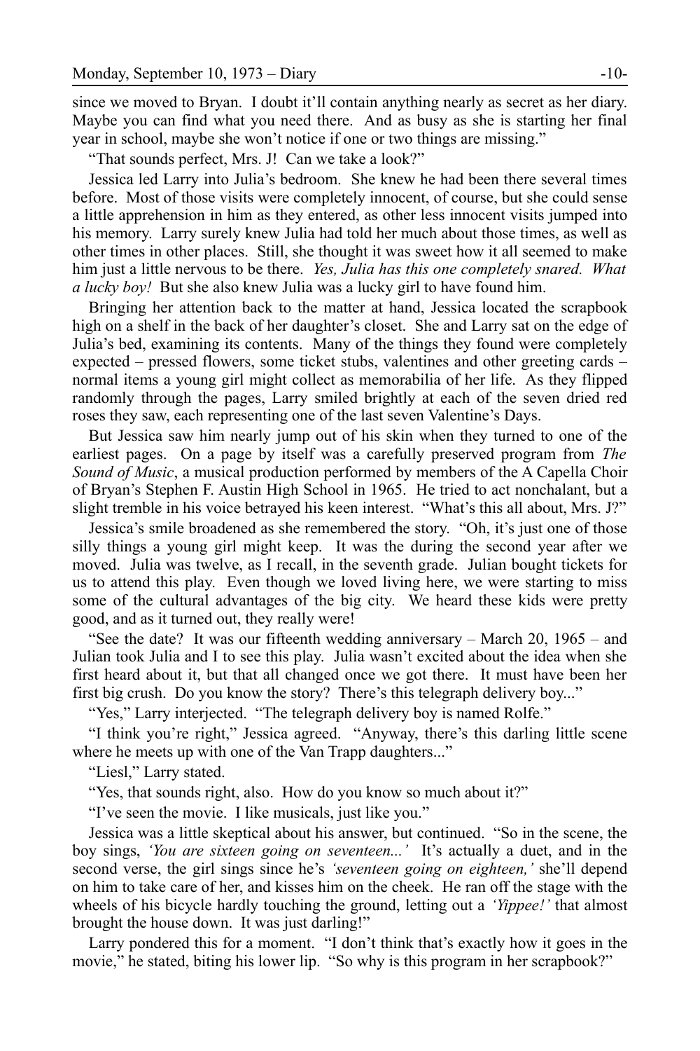since we moved to Bryan. I doubt it'll contain anything nearly as secret as her diary. Maybe you can find what you need there. And as busy as she is starting her final year in school, maybe she won't notice if one or two things are missing."

"That sounds perfect, Mrs. J! Can we take a look?"

Jessica led Larry into Julia's bedroom. She knew he had been there several times before. Most of those visits were completely innocent, of course, but she could sense a little apprehension in him as they entered, as other less innocent visits jumped into his memory. Larry surely knew Julia had told her much about those times, as well as other times in other places. Still, she thought it was sweet how it all seemed to make him just a little nervous to be there. *Yes, Julia has this one completely snared. What a lucky boy!* But she also knew Julia was a lucky girl to have found him.

Bringing her attention back to the matter at hand, Jessica located the scrapbook high on a shelf in the back of her daughter's closet. She and Larry sat on the edge of Julia's bed, examining its contents. Many of the things they found were completely expected – pressed flowers, some ticket stubs, valentines and other greeting cards – normal items a young girl might collect as memorabilia of her life. As they flipped randomly through the pages, Larry smiled brightly at each of the seven dried red roses they saw, each representing one of the last seven Valentine's Days.

But Jessica saw him nearly jump out of his skin when they turned to one of the earliest pages. On a page by itself was a carefully preserved program from *The Sound of Music*, a musical production performed by members of the A Capella Choir of Bryan's Stephen F. Austin High School in 1965. He tried to act nonchalant, but a slight tremble in his voice betrayed his keen interest. "What's this all about, Mrs. J?"

Jessica's smile broadened as she remembered the story. "Oh, it's just one of those silly things a young girl might keep. It was the during the second year after we moved. Julia was twelve, as I recall, in the seventh grade. Julian bought tickets for us to attend this play. Even though we loved living here, we were starting to miss some of the cultural advantages of the big city. We heard these kids were pretty good, and as it turned out, they really were!

"See the date? It was our fifteenth wedding anniversary – March 20, 1965 – and Julian took Julia and I to see this play. Julia wasn't excited about the idea when she first heard about it, but that all changed once we got there. It must have been her first big crush. Do you know the story? There's this telegraph delivery boy..."

"Yes," Larry interjected. "The telegraph delivery boy is named Rolfe."

"I think you're right," Jessica agreed. "Anyway, there's this darling little scene where he meets up with one of the Van Trapp daughters..."

"Liesl," Larry stated.

"Yes, that sounds right, also. How do you know so much about it?"

"I've seen the movie. I like musicals, just like you."

Jessica was a little skeptical about his answer, but continued. "So in the scene, the boy sings, *'You are sixteen going on seventeen...'* It's actually a duet, and in the second verse, the girl sings since he's *'seventeen going on eighteen,'* she'll depend on him to take care of her, and kisses him on the cheek. He ran off the stage with the wheels of his bicycle hardly touching the ground, letting out a *'Yippee!'* that almost brought the house down. It was just darling!"

Larry pondered this for a moment. "I don't think that's exactly how it goes in the movie," he stated, biting his lower lip. "So why is this program in her scrapbook?"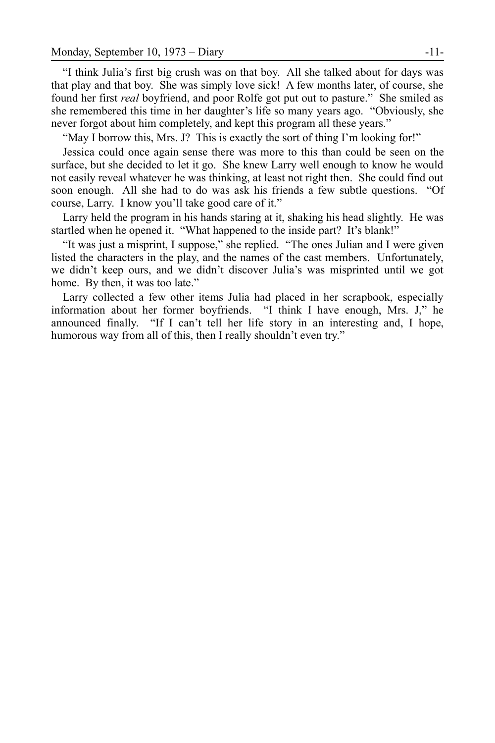"I think Julia's first big crush was on that boy. All she talked about for days was that play and that boy. She was simply love sick! A few months later, of course, she found her first *real* boyfriend, and poor Rolfe got put out to pasture." She smiled as she remembered this time in her daughter's life so many years ago. "Obviously, she never forgot about him completely, and kept this program all these years."

"May I borrow this, Mrs. J? This is exactly the sort of thing I'm looking for!"

Jessica could once again sense there was more to this than could be seen on the surface, but she decided to let it go. She knew Larry well enough to know he would not easily reveal whatever he was thinking, at least not right then. She could find out soon enough. All she had to do was ask his friends a few subtle questions. "Of course, Larry. I know you'll take good care of it."

Larry held the program in his hands staring at it, shaking his head slightly. He was startled when he opened it. "What happened to the inside part? It's blank!"

"It was just a misprint, I suppose," she replied. "The ones Julian and I were given listed the characters in the play, and the names of the cast members. Unfortunately, we didn't keep ours, and we didn't discover Julia's was misprinted until we got home. By then, it was too late."

Larry collected a few other items Julia had placed in her scrapbook, especially information about her former boyfriends. "I think I have enough, Mrs. J," he announced finally. "If I can't tell her life story in an interesting and, I hope, humorous way from all of this, then I really shouldn't even try."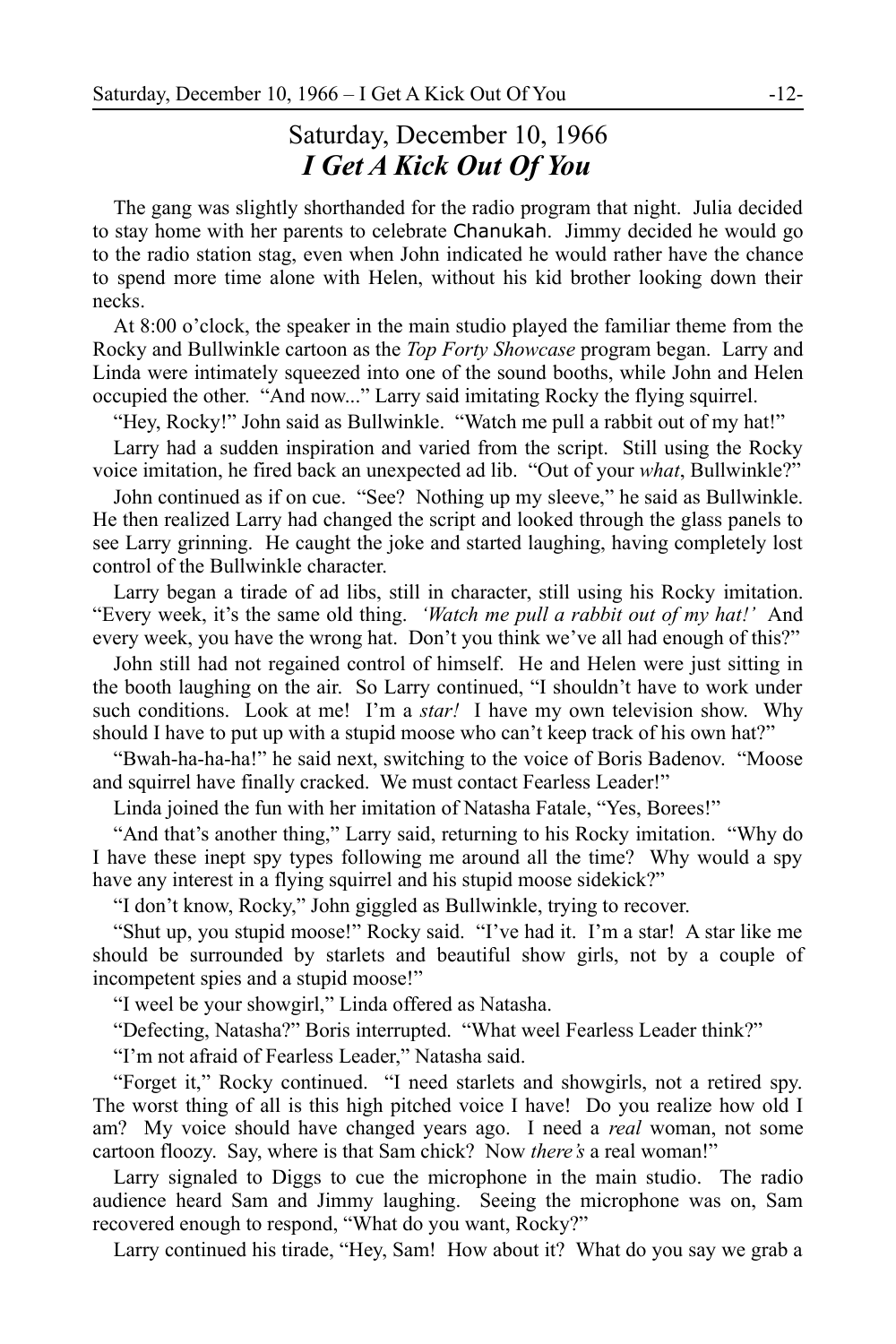## Saturday, December 10, 1966
### ***I Get A Kick Out Of You***

The gang was slightly shorthanded for the radio program that night. Julia decided to stay home with her parents to celebrate Chanukah. Jimmy decided he would go to the radio station stag, even when John indicated he would rather have the chance to spend more time alone with Helen, without his kid brother looking down their necks.

At 8:00 o'clock, the speaker in the main studio played the familiar theme from the Rocky and Bullwinkle cartoon as the *Top Forty Showcase* program began. Larry and Linda were intimately squeezed into one of the sound booths, while John and Helen occupied the other. "And now..." Larry said imitating Rocky the flying squirrel.

"Hey, Rocky!" John said as Bullwinkle. "Watch me pull a rabbit out of my hat!"

Larry had a sudden inspiration and varied from the script. Still using the Rocky voice imitation, he fired back an unexpected ad lib. "Out of your *what*, Bullwinkle?"

John continued as if on cue. "See? Nothing up my sleeve," he said as Bullwinkle. He then realized Larry had changed the script and looked through the glass panels to see Larry grinning. He caught the joke and started laughing, having completely lost control of the Bullwinkle character.

Larry began a tirade of ad libs, still in character, still using his Rocky imitation. "Every week, it's the same old thing. *'Watch me pull a rabbit out of my hat!'* And every week, you have the wrong hat. Don't you think we've all had enough of this?"

John still had not regained control of himself. He and Helen were just sitting in the booth laughing on the air. So Larry continued, "I shouldn't have to work under such conditions. Look at me! I'm a *star!* I have my own television show. Why should I have to put up with a stupid moose who can't keep track of his own hat?"

"Bwah-ha-ha-ha!" he said next, switching to the voice of Boris Badenov. "Moose and squirrel have finally cracked. We must contact Fearless Leader!"

Linda joined the fun with her imitation of Natasha Fatale, "Yes, Borees!"

"And that's another thing," Larry said, returning to his Rocky imitation. "Why do I have these inept spy types following me around all the time? Why would a spy have any interest in a flying squirrel and his stupid moose sidekick?"

"I don't know, Rocky," John giggled as Bullwinkle, trying to recover.

"Shut up, you stupid moose!" Rocky said. "I've had it. I'm a star! A star like me should be surrounded by starlets and beautiful show girls, not by a couple of incompetent spies and a stupid moose!"

"I weel be your showgirl," Linda offered as Natasha.

"Defecting, Natasha?" Boris interrupted. "What weel Fearless Leader think?"

"I'm not afraid of Fearless Leader," Natasha said.

"Forget it," Rocky continued. "I need starlets and showgirls, not a retired spy. The worst thing of all is this high pitched voice I have! Do you realize how old I am? My voice should have changed years ago. I need a *real* woman, not some cartoon floozy. Say, where is that Sam chick? Now *there's* a real woman!"

Larry signaled to Diggs to cue the microphone in the main studio. The radio audience heard Sam and Jimmy laughing. Seeing the microphone was on, Sam recovered enough to respond, "What do you want, Rocky?"

Larry continued his tirade, "Hey, Sam! How about it? What do you say we grab a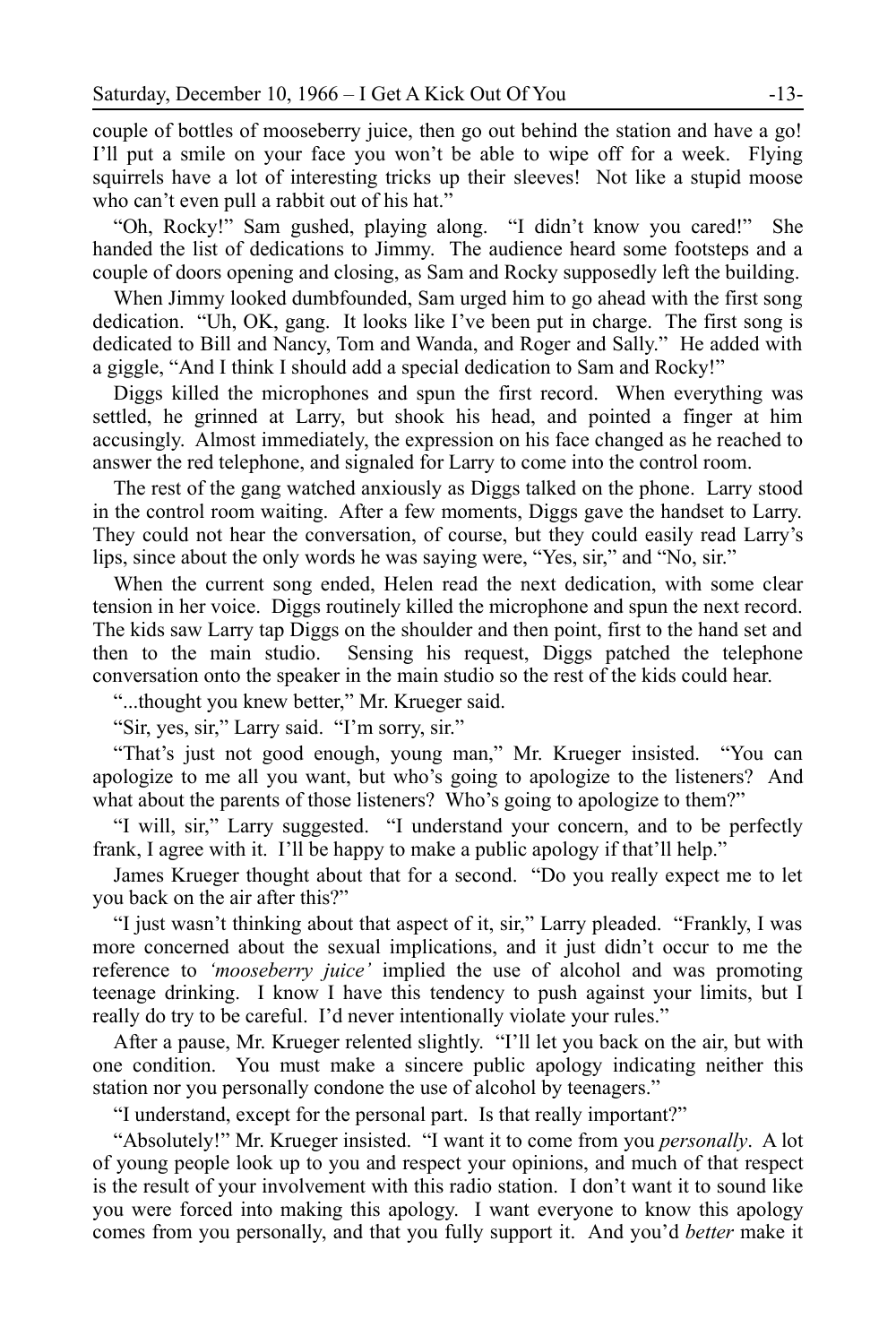couple of bottles of mooseberry juice, then go out behind the station and have a go! I'll put a smile on your face you won't be able to wipe off for a week. Flying squirrels have a lot of interesting tricks up their sleeves! Not like a stupid moose who can't even pull a rabbit out of his hat."

"Oh, Rocky!" Sam gushed, playing along. "I didn't know you cared!" She handed the list of dedications to Jimmy. The audience heard some footsteps and a couple of doors opening and closing, as Sam and Rocky supposedly left the building.

When Jimmy looked dumbfounded, Sam urged him to go ahead with the first song dedication. "Uh, OK, gang. It looks like I've been put in charge. The first song is dedicated to Bill and Nancy, Tom and Wanda, and Roger and Sally." He added with a giggle, "And I think I should add a special dedication to Sam and Rocky!"

Diggs killed the microphones and spun the first record. When everything was settled, he grinned at Larry, but shook his head, and pointed a finger at him accusingly. Almost immediately, the expression on his face changed as he reached to answer the red telephone, and signaled for Larry to come into the control room.

The rest of the gang watched anxiously as Diggs talked on the phone. Larry stood in the control room waiting. After a few moments, Diggs gave the handset to Larry. They could not hear the conversation, of course, but they could easily read Larry's lips, since about the only words he was saying were, "Yes, sir," and "No, sir."

When the current song ended, Helen read the next dedication, with some clear tension in her voice. Diggs routinely killed the microphone and spun the next record. The kids saw Larry tap Diggs on the shoulder and then point, first to the hand set and then to the main studio. Sensing his request, Diggs patched the telephone conversation onto the speaker in the main studio so the rest of the kids could hear.

"...thought you knew better," Mr. Krueger said.

"Sir, yes, sir," Larry said. "I'm sorry, sir."

"That's just not good enough, young man," Mr. Krueger insisted. "You can apologize to me all you want, but who's going to apologize to the listeners? And what about the parents of those listeners? Who's going to apologize to them?"

"I will, sir," Larry suggested. "I understand your concern, and to be perfectly frank, I agree with it. I'll be happy to make a public apology if that'll help."

James Krueger thought about that for a second. "Do you really expect me to let you back on the air after this?"

"I just wasn't thinking about that aspect of it, sir," Larry pleaded. "Frankly, I was more concerned about the sexual implications, and it just didn't occur to me the reference to *'mooseberry juice'* implied the use of alcohol and was promoting teenage drinking. I know I have this tendency to push against your limits, but I really do try to be careful. I'd never intentionally violate your rules."

After a pause, Mr. Krueger relented slightly. "I'll let you back on the air, but with one condition. You must make a sincere public apology indicating neither this station nor you personally condone the use of alcohol by teenagers."

"I understand, except for the personal part. Is that really important?"

"Absolutely!" Mr. Krueger insisted. "I want it to come from you *personally*. A lot of young people look up to you and respect your opinions, and much of that respect is the result of your involvement with this radio station. I don't want it to sound like you were forced into making this apology. I want everyone to know this apology comes from you personally, and that you fully support it. And you'd *better* make it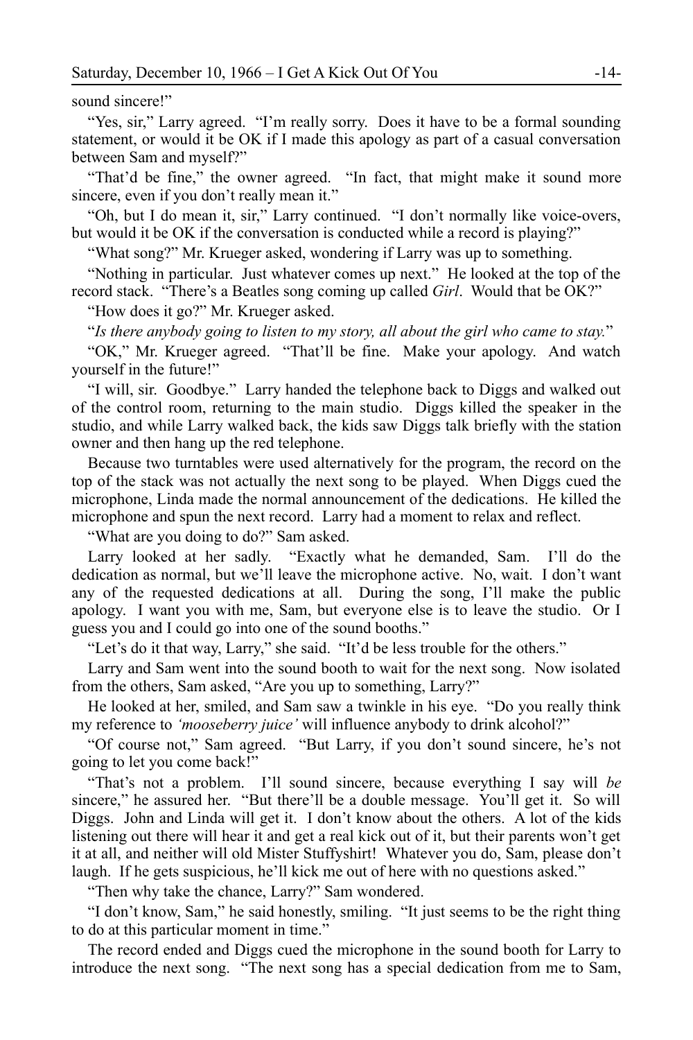sound sincere!"

"Yes, sir," Larry agreed. "I'm really sorry. Does it have to be a formal sounding statement, or would it be OK if I made this apology as part of a casual conversation between Sam and myself?"

"That'd be fine," the owner agreed. "In fact, that might make it sound more sincere, even if you don't really mean it."

"Oh, but I do mean it, sir," Larry continued. "I don't normally like voice-overs, but would it be OK if the conversation is conducted while a record is playing?"

"What song?" Mr. Krueger asked, wondering if Larry was up to something.

"Nothing in particular. Just whatever comes up next." He looked at the top of the record stack. "There's a Beatles song coming up called *Girl*. Would that be OK?"

"How does it go?" Mr. Krueger asked.

"*Is there anybody going to listen to my story, all about the girl who came to stay.*"

"OK," Mr. Krueger agreed. "That'll be fine. Make your apology. And watch yourself in the future!"

"I will, sir. Goodbye." Larry handed the telephone back to Diggs and walked out of the control room, returning to the main studio. Diggs killed the speaker in the studio, and while Larry walked back, the kids saw Diggs talk briefly with the station owner and then hang up the red telephone.

Because two turntables were used alternatively for the program, the record on the top of the stack was not actually the next song to be played. When Diggs cued the microphone, Linda made the normal announcement of the dedications. He killed the microphone and spun the next record. Larry had a moment to relax and reflect.

"What are you doing to do?" Sam asked.

Larry looked at her sadly. "Exactly what he demanded, Sam. I'll do the dedication as normal, but we'll leave the microphone active. No, wait. I don't want any of the requested dedications at all. During the song, I'll make the public apology. I want you with me, Sam, but everyone else is to leave the studio. Or I guess you and I could go into one of the sound booths."

"Let's do it that way, Larry," she said. "It'd be less trouble for the others."

Larry and Sam went into the sound booth to wait for the next song. Now isolated from the others, Sam asked, "Are you up to something, Larry?"

He looked at her, smiled, and Sam saw a twinkle in his eye. "Do you really think my reference to *'mooseberry juice'* will influence anybody to drink alcohol?"

"Of course not," Sam agreed. "But Larry, if you don't sound sincere, he's not going to let you come back!"

"That's not a problem. I'll sound sincere, because everything I say will *be* sincere," he assured her. "But there'll be a double message. You'll get it. So will Diggs. John and Linda will get it. I don't know about the others. A lot of the kids listening out there will hear it and get a real kick out of it, but their parents won't get it at all, and neither will old Mister Stuffyshirt! Whatever you do, Sam, please don't laugh. If he gets suspicious, he'll kick me out of here with no questions asked."

"Then why take the chance, Larry?" Sam wondered.

"I don't know, Sam," he said honestly, smiling. "It just seems to be the right thing to do at this particular moment in time."

The record ended and Diggs cued the microphone in the sound booth for Larry to introduce the next song. "The next song has a special dedication from me to Sam,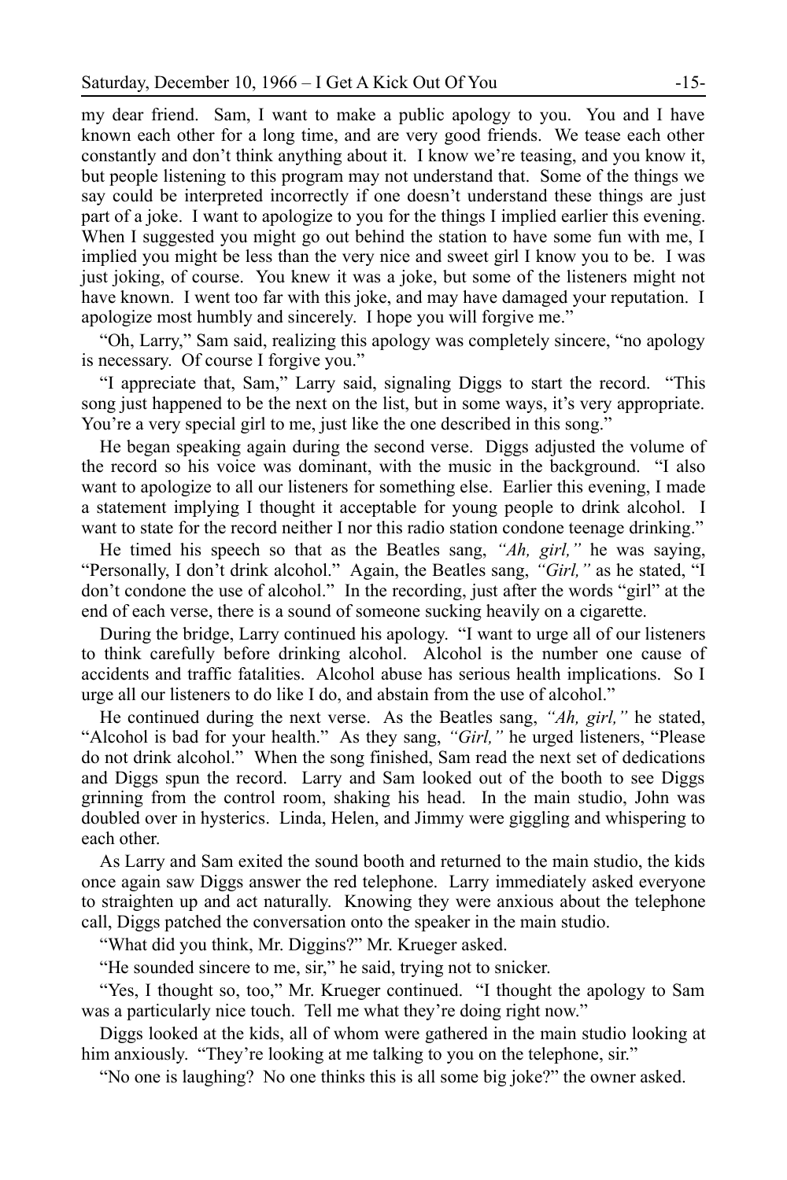my dear friend. Sam, I want to make a public apology to you. You and I have known each other for a long time, and are very good friends. We tease each other constantly and don't think anything about it. I know we're teasing, and you know it, but people listening to this program may not understand that. Some of the things we say could be interpreted incorrectly if one doesn't understand these things are just part of a joke. I want to apologize to you for the things I implied earlier this evening. When I suggested you might go out behind the station to have some fun with me, I implied you might be less than the very nice and sweet girl I know you to be. I was just joking, of course. You knew it was a joke, but some of the listeners might not have known. I went too far with this joke, and may have damaged your reputation. I apologize most humbly and sincerely. I hope you will forgive me."

"Oh, Larry," Sam said, realizing this apology was completely sincere, "no apology is necessary. Of course I forgive you."

"I appreciate that, Sam," Larry said, signaling Diggs to start the record. "This song just happened to be the next on the list, but in some ways, it's very appropriate. You're a very special girl to me, just like the one described in this song."

He began speaking again during the second verse. Diggs adjusted the volume of the record so his voice was dominant, with the music in the background. "I also want to apologize to all our listeners for something else. Earlier this evening, I made a statement implying I thought it acceptable for young people to drink alcohol. I want to state for the record neither I nor this radio station condone teenage drinking."

He timed his speech so that as the Beatles sang, *"Ah, girl,"* he was saying, "Personally, I don't drink alcohol." Again, the Beatles sang, *"Girl,"* as he stated, "I don't condone the use of alcohol." In the recording, just after the words "girl" at the end of each verse, there is a sound of someone sucking heavily on a cigarette.

During the bridge, Larry continued his apology. "I want to urge all of our listeners to think carefully before drinking alcohol. Alcohol is the number one cause of accidents and traffic fatalities. Alcohol abuse has serious health implications. So I urge all our listeners to do like I do, and abstain from the use of alcohol."

He continued during the next verse. As the Beatles sang, *"Ah, girl,"* he stated, "Alcohol is bad for your health." As they sang, *"Girl,"* he urged listeners, "Please do not drink alcohol." When the song finished, Sam read the next set of dedications and Diggs spun the record. Larry and Sam looked out of the booth to see Diggs grinning from the control room, shaking his head. In the main studio, John was doubled over in hysterics. Linda, Helen, and Jimmy were giggling and whispering to each other.

As Larry and Sam exited the sound booth and returned to the main studio, the kids once again saw Diggs answer the red telephone. Larry immediately asked everyone to straighten up and act naturally. Knowing they were anxious about the telephone call, Diggs patched the conversation onto the speaker in the main studio.

"What did you think, Mr. Diggins?" Mr. Krueger asked.

"He sounded sincere to me, sir," he said, trying not to snicker.

"Yes, I thought so, too," Mr. Krueger continued. "I thought the apology to Sam was a particularly nice touch. Tell me what they're doing right now."

Diggs looked at the kids, all of whom were gathered in the main studio looking at him anxiously. "They're looking at me talking to you on the telephone, sir."

"No one is laughing? No one thinks this is all some big joke?" the owner asked.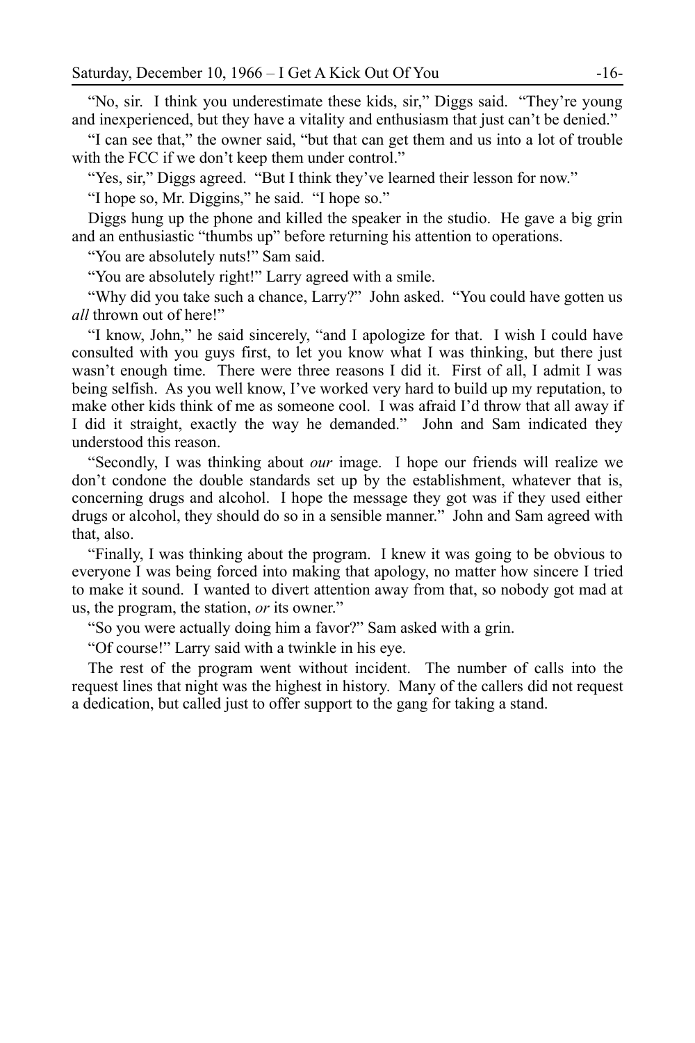"No, sir. I think you underestimate these kids, sir," Diggs said. "They're young and inexperienced, but they have a vitality and enthusiasm that just can't be denied."

"I can see that," the owner said, "but that can get them and us into a lot of trouble with the FCC if we don't keep them under control."

"Yes, sir," Diggs agreed. "But I think they've learned their lesson for now."

"I hope so, Mr. Diggins," he said. "I hope so."

Diggs hung up the phone and killed the speaker in the studio. He gave a big grin and an enthusiastic "thumbs up" before returning his attention to operations.

"You are absolutely nuts!" Sam said.

"You are absolutely right!" Larry agreed with a smile.

"Why did you take such a chance, Larry?" John asked. "You could have gotten us *all* thrown out of here!"

"I know, John," he said sincerely, "and I apologize for that. I wish I could have consulted with you guys first, to let you know what I was thinking, but there just wasn't enough time. There were three reasons I did it. First of all, I admit I was being selfish. As you well know, I've worked very hard to build up my reputation, to make other kids think of me as someone cool. I was afraid I'd throw that all away if I did it straight, exactly the way he demanded." John and Sam indicated they understood this reason.

"Secondly, I was thinking about *our* image. I hope our friends will realize we don't condone the double standards set up by the establishment, whatever that is, concerning drugs and alcohol. I hope the message they got was if they used either drugs or alcohol, they should do so in a sensible manner." John and Sam agreed with that, also.

"Finally, I was thinking about the program. I knew it was going to be obvious to everyone I was being forced into making that apology, no matter how sincere I tried to make it sound. I wanted to divert attention away from that, so nobody got mad at us, the program, the station, *or* its owner."

"So you were actually doing him a favor?" Sam asked with a grin.

"Of course!" Larry said with a twinkle in his eye.

The rest of the program went without incident. The number of calls into the request lines that night was the highest in history. Many of the callers did not request a dedication, but called just to offer support to the gang for taking a stand.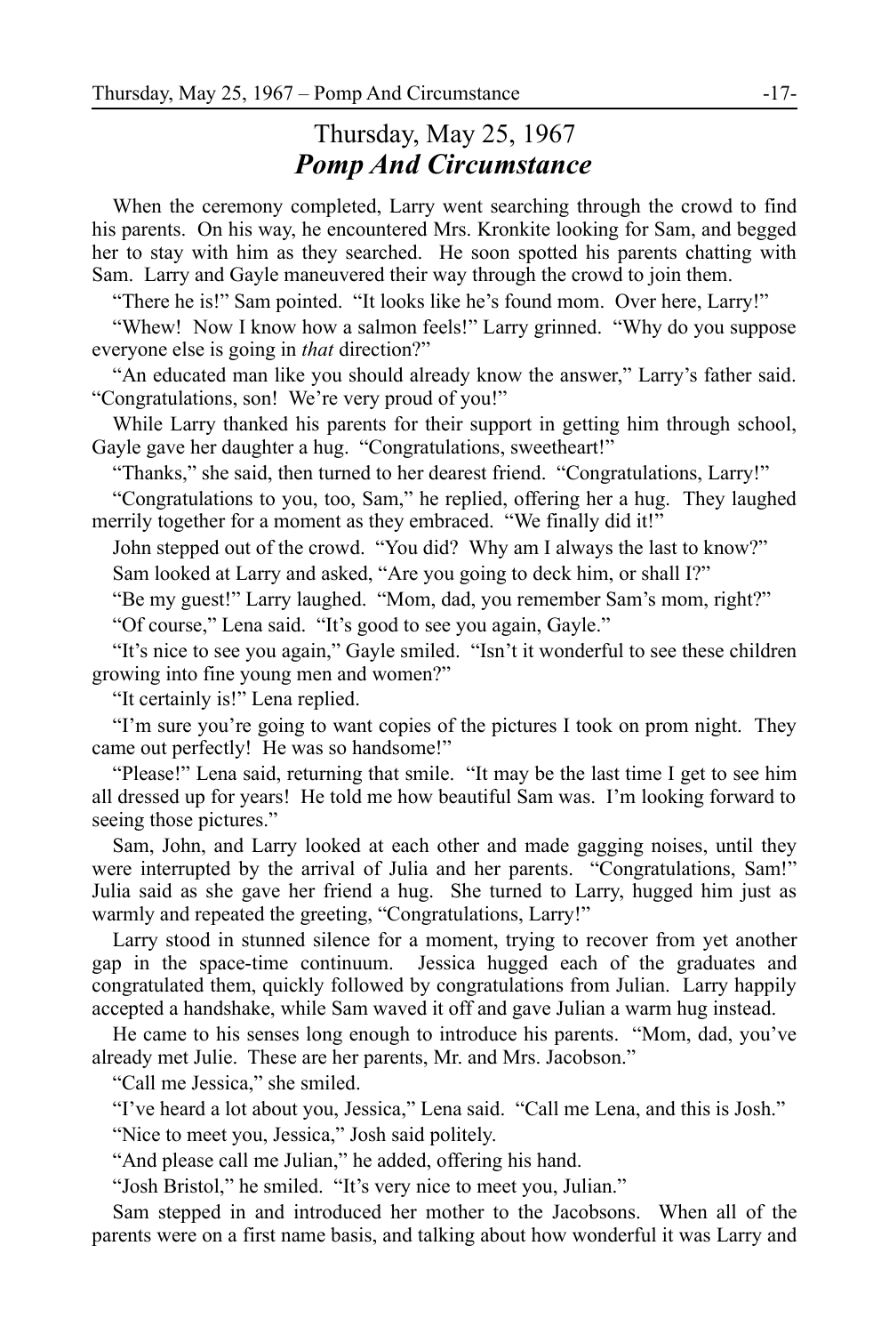# Thursday, May 25, 1967
## *Pomp And Circumstance*

When the ceremony completed, Larry went searching through the crowd to find his parents. On his way, he encountered Mrs. Kronkite looking for Sam, and begged her to stay with him as they searched. He soon spotted his parents chatting with Sam. Larry and Gayle maneuvered their way through the crowd to join them.

"There he is!" Sam pointed. "It looks like he's found mom. Over here, Larry!"

"Whew! Now I know how a salmon feels!" Larry grinned. "Why do you suppose everyone else is going in *that* direction?"

"An educated man like you should already know the answer," Larry's father said. "Congratulations, son! We're very proud of you!"

While Larry thanked his parents for their support in getting him through school, Gayle gave her daughter a hug. "Congratulations, sweetheart!"

"Thanks," she said, then turned to her dearest friend. "Congratulations, Larry!"

"Congratulations to you, too, Sam," he replied, offering her a hug. They laughed merrily together for a moment as they embraced. "We finally did it!"

John stepped out of the crowd. "You did? Why am I always the last to know?"

Sam looked at Larry and asked, "Are you going to deck him, or shall I?"

"Be my guest!" Larry laughed. "Mom, dad, you remember Sam's mom, right?"

"Of course," Lena said. "It's good to see you again, Gayle."

"It's nice to see you again," Gayle smiled. "Isn't it wonderful to see these children growing into fine young men and women?"

"It certainly is!" Lena replied.

"I'm sure you're going to want copies of the pictures I took on prom night. They came out perfectly! He was so handsome!"

"Please!" Lena said, returning that smile. "It may be the last time I get to see him all dressed up for years! He told me how beautiful Sam was. I'm looking forward to seeing those pictures."

Sam, John, and Larry looked at each other and made gagging noises, until they were interrupted by the arrival of Julia and her parents. "Congratulations, Sam!" Julia said as she gave her friend a hug. She turned to Larry, hugged him just as warmly and repeated the greeting, "Congratulations, Larry!"

Larry stood in stunned silence for a moment, trying to recover from yet another gap in the space-time continuum. Jessica hugged each of the graduates and congratulated them, quickly followed by congratulations from Julian. Larry happily accepted a handshake, while Sam waved it off and gave Julian a warm hug instead.

He came to his senses long enough to introduce his parents. "Mom, dad, you've already met Julie. These are her parents, Mr. and Mrs. Jacobson."

"Call me Jessica," she smiled.

"I've heard a lot about you, Jessica," Lena said. "Call me Lena, and this is Josh."

"Nice to meet you, Jessica," Josh said politely.

"And please call me Julian," he added, offering his hand.

"Josh Bristol," he smiled. "It's very nice to meet you, Julian."

Sam stepped in and introduced her mother to the Jacobsons. When all of the parents were on a first name basis, and talking about how wonderful it was Larry and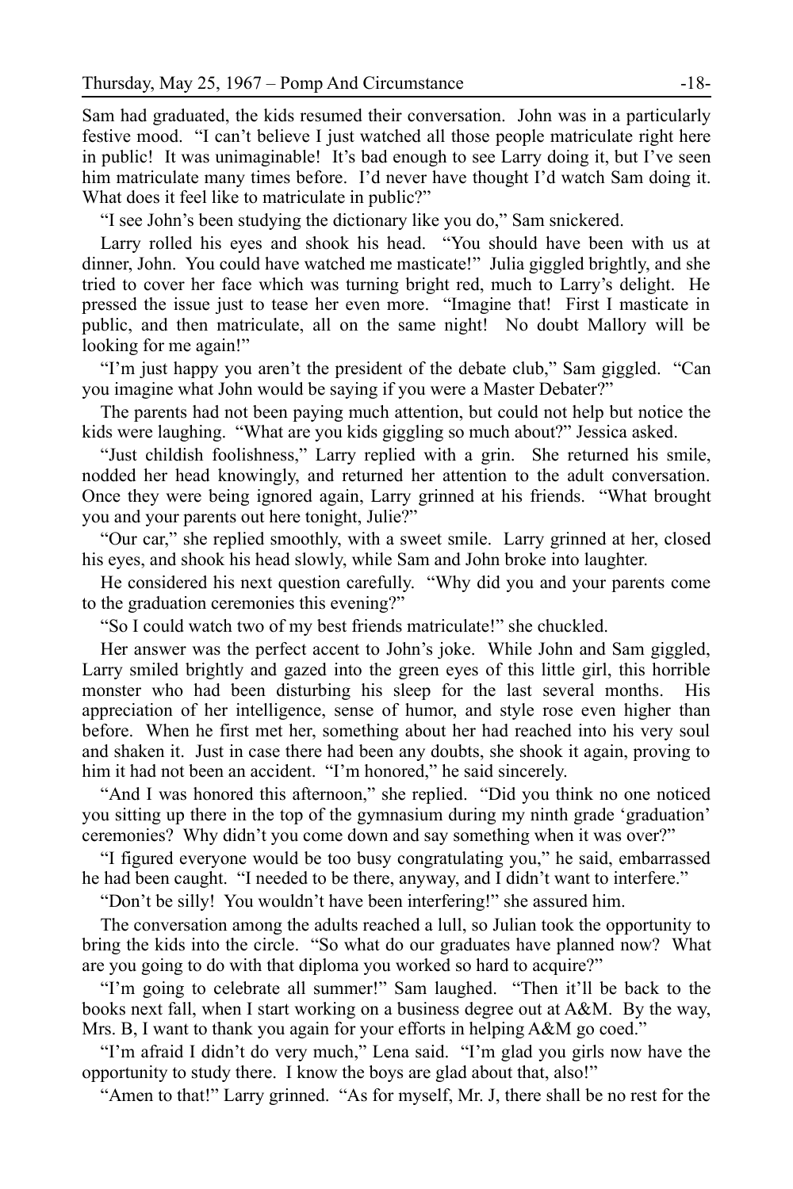Sam had graduated, the kids resumed their conversation. John was in a particularly festive mood. "I can't believe I just watched all those people matriculate right here in public! It was unimaginable! It's bad enough to see Larry doing it, but I've seen him matriculate many times before. I'd never have thought I'd watch Sam doing it. What does it feel like to matriculate in public?"

"I see John's been studying the dictionary like you do," Sam snickered.

Larry rolled his eyes and shook his head. "You should have been with us at dinner, John. You could have watched me masticate!" Julia giggled brightly, and she tried to cover her face which was turning bright red, much to Larry's delight. He pressed the issue just to tease her even more. "Imagine that! First I masticate in public, and then matriculate, all on the same night! No doubt Mallory will be looking for me again!"

"I'm just happy you aren't the president of the debate club," Sam giggled. "Can you imagine what John would be saying if you were a Master Debater?"

The parents had not been paying much attention, but could not help but notice the kids were laughing. "What are you kids giggling so much about?" Jessica asked.

"Just childish foolishness," Larry replied with a grin. She returned his smile, nodded her head knowingly, and returned her attention to the adult conversation. Once they were being ignored again, Larry grinned at his friends. "What brought you and your parents out here tonight, Julie?"

"Our car," she replied smoothly, with a sweet smile. Larry grinned at her, closed his eyes, and shook his head slowly, while Sam and John broke into laughter.

He considered his next question carefully. "Why did you and your parents come to the graduation ceremonies this evening?"

"So I could watch two of my best friends matriculate!" she chuckled.

Her answer was the perfect accent to John's joke. While John and Sam giggled, Larry smiled brightly and gazed into the green eyes of this little girl, this horrible monster who had been disturbing his sleep for the last several months. His appreciation of her intelligence, sense of humor, and style rose even higher than before. When he first met her, something about her had reached into his very soul and shaken it. Just in case there had been any doubts, she shook it again, proving to him it had not been an accident. "I'm honored," he said sincerely.

"And I was honored this afternoon," she replied. "Did you think no one noticed you sitting up there in the top of the gymnasium during my ninth grade 'graduation' ceremonies? Why didn't you come down and say something when it was over?"

"I figured everyone would be too busy congratulating you," he said, embarrassed he had been caught. "I needed to be there, anyway, and I didn't want to interfere."

"Don't be silly! You wouldn't have been interfering!" she assured him.

The conversation among the adults reached a lull, so Julian took the opportunity to bring the kids into the circle. "So what do our graduates have planned now? What are you going to do with that diploma you worked so hard to acquire?"

"I'm going to celebrate all summer!" Sam laughed. "Then it'll be back to the books next fall, when I start working on a business degree out at A&M. By the way, Mrs. B, I want to thank you again for your efforts in helping A&M go coed."

"I'm afraid I didn't do very much," Lena said. "I'm glad you girls now have the opportunity to study there. I know the boys are glad about that, also!"

"Amen to that!" Larry grinned. "As for myself, Mr. J, there shall be no rest for the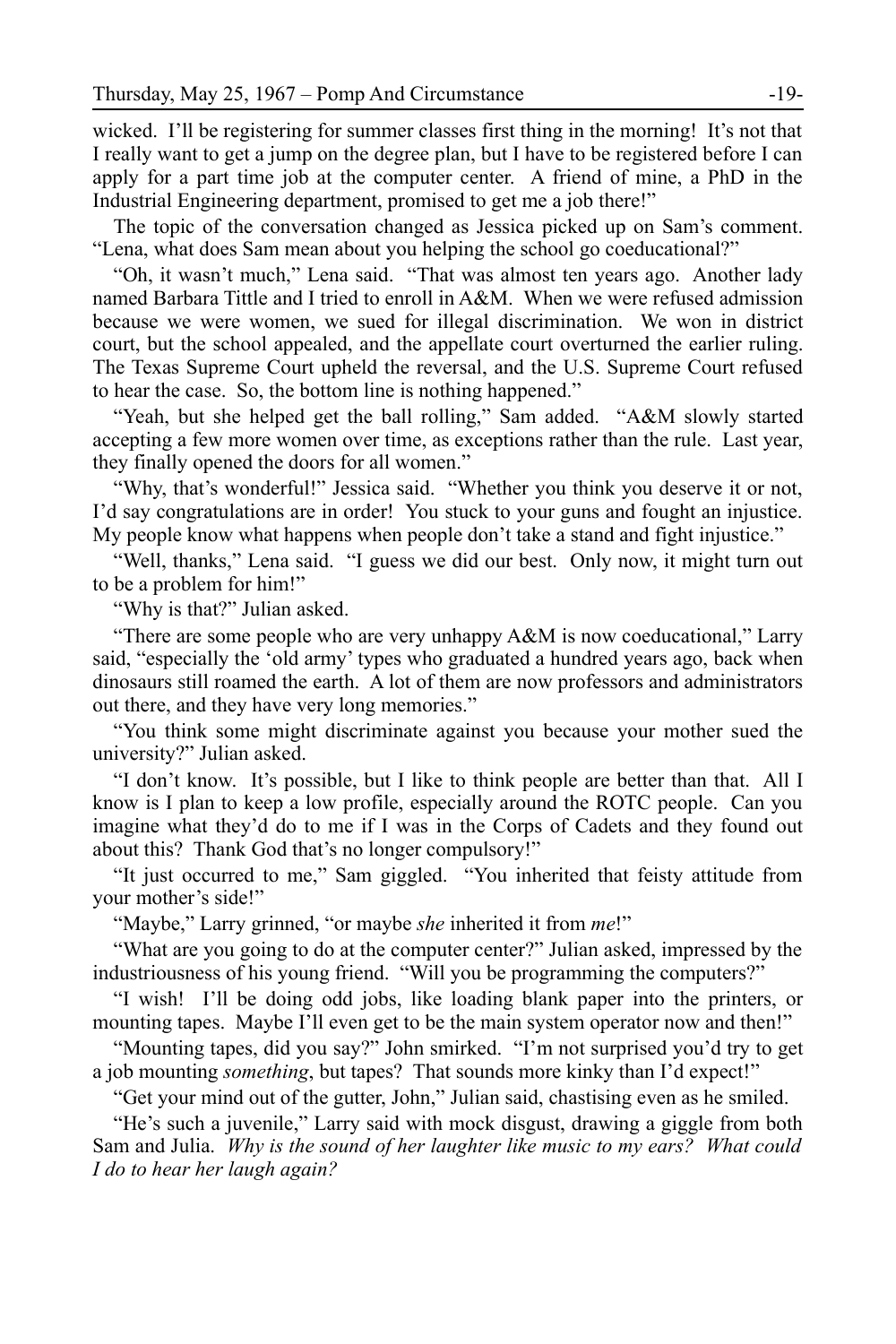wicked. I'll be registering for summer classes first thing in the morning! It's not that I really want to get a jump on the degree plan, but I have to be registered before I can apply for a part time job at the computer center. A friend of mine, a PhD in the Industrial Engineering department, promised to get me a job there!"

The topic of the conversation changed as Jessica picked up on Sam's comment. "Lena, what does Sam mean about you helping the school go coeducational?"

"Oh, it wasn't much," Lena said. "That was almost ten years ago. Another lady named Barbara Tittle and I tried to enroll in A&M. When we were refused admission because we were women, we sued for illegal discrimination. We won in district court, but the school appealed, and the appellate court overturned the earlier ruling. The Texas Supreme Court upheld the reversal, and the U.S. Supreme Court refused to hear the case. So, the bottom line is nothing happened."

"Yeah, but she helped get the ball rolling," Sam added. "A&M slowly started accepting a few more women over time, as exceptions rather than the rule. Last year, they finally opened the doors for all women."

"Why, that's wonderful!" Jessica said. "Whether you think you deserve it or not, I'd say congratulations are in order! You stuck to your guns and fought an injustice. My people know what happens when people don't take a stand and fight injustice."

"Well, thanks," Lena said. "I guess we did our best. Only now, it might turn out to be a problem for him!"

"Why is that?" Julian asked.

"There are some people who are very unhappy A&M is now coeducational," Larry said, "especially the 'old army' types who graduated a hundred years ago, back when dinosaurs still roamed the earth. A lot of them are now professors and administrators out there, and they have very long memories."

"You think some might discriminate against you because your mother sued the university?" Julian asked.

"I don't know. It's possible, but I like to think people are better than that. All I know is I plan to keep a low profile, especially around the ROTC people. Can you imagine what they'd do to me if I was in the Corps of Cadets and they found out about this? Thank God that's no longer compulsory!"

"It just occurred to me," Sam giggled. "You inherited that feisty attitude from your mother's side!"

"Maybe," Larry grinned, "or maybe *she* inherited it from *me*!"

"What are you going to do at the computer center?" Julian asked, impressed by the industriousness of his young friend. "Will you be programming the computers?"

"I wish! I'll be doing odd jobs, like loading blank paper into the printers, or mounting tapes. Maybe I'll even get to be the main system operator now and then!"

"Mounting tapes, did you say?" John smirked. "I'm not surprised you'd try to get a job mounting *something*, but tapes? That sounds more kinky than I'd expect!"

"Get your mind out of the gutter, John," Julian said, chastising even as he smiled.

"He's such a juvenile," Larry said with mock disgust, drawing a giggle from both Sam and Julia. *Why is the sound of her laughter like music to my ears? What could I do to hear her laugh again?*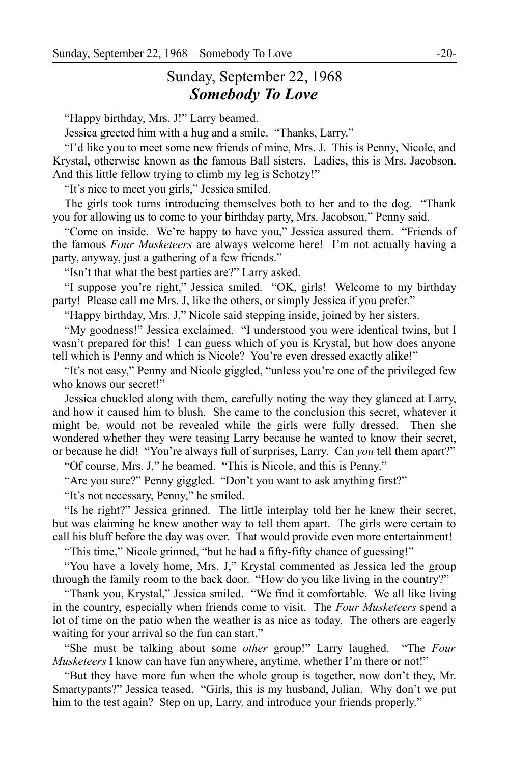# Sunday, September 22, 1968
## ***Somebody To Love***

"Happy birthday, Mrs. J!" Larry beamed.

Jessica greeted him with a hug and a smile. "Thanks, Larry."

"I'd like you to meet some new friends of mine, Mrs. J. This is Penny, Nicole, and Krystal, otherwise known as the famous Ball sisters. Ladies, this is Mrs. Jacobson. And this little fellow trying to climb my leg is Schotzy!"

"It's nice to meet you girls," Jessica smiled.

The girls took turns introducing themselves both to her and to the dog. "Thank you for allowing us to come to your birthday party, Mrs. Jacobson," Penny said.

"Come on inside. We're happy to have you," Jessica assured them. "Friends of the famous *Four Musketeers* are always welcome here! I'm not actually having a party, anyway, just a gathering of a few friends."

"Isn't that what the best parties are?" Larry asked.

"I suppose you're right," Jessica smiled. "OK, girls! Welcome to my birthday party! Please call me Mrs. J, like the others, or simply Jessica if you prefer."

"Happy birthday, Mrs. J," Nicole said stepping inside, joined by her sisters.

"My goodness!" Jessica exclaimed. "I understood you were identical twins, but I wasn't prepared for this! I can guess which of you is Krystal, but how does anyone tell which is Penny and which is Nicole? You're even dressed exactly alike!"

"It's not easy," Penny and Nicole giggled, "unless you're one of the privileged few who knows our secret!"

Jessica chuckled along with them, carefully noting the way they glanced at Larry, and how it caused him to blush. She came to the conclusion this secret, whatever it might be, would not be revealed while the girls were fully dressed. Then she wondered whether they were teasing Larry because he wanted to know their secret, or because he did! "You're always full of surprises, Larry. Can *you* tell them apart?"

"Of course, Mrs. J," he beamed. "This is Nicole, and this is Penny."

"Are you sure?" Penny giggled. "Don't you want to ask anything first?"

"It's not necessary, Penny," he smiled.

"Is he right?" Jessica grinned. The little interplay told her he knew their secret, but was claiming he knew another way to tell them apart. The girls were certain to call his bluff before the day was over. That would provide even more entertainment!

"This time," Nicole grinned, "but he had a fifty-fifty chance of guessing!"

"You have a lovely home, Mrs. J," Krystal commented as Jessica led the group through the family room to the back door. "How do you like living in the country?"

"Thank you, Krystal," Jessica smiled. "We find it comfortable. We all like living in the country, especially when friends come to visit. The *Four Musketeers* spend a lot of time on the patio when the weather is as nice as today. The others are eagerly waiting for your arrival so the fun can start."

"She must be talking about some *other* group!" Larry laughed. "The *Four Musketeers* I know can have fun anywhere, anytime, whether I'm there or not!"

"But they have more fun when the whole group is together, now don't they, Mr. Smartypants?" Jessica teased. "Girls, this is my husband, Julian. Why don't we put him to the test again? Step on up, Larry, and introduce your friends properly."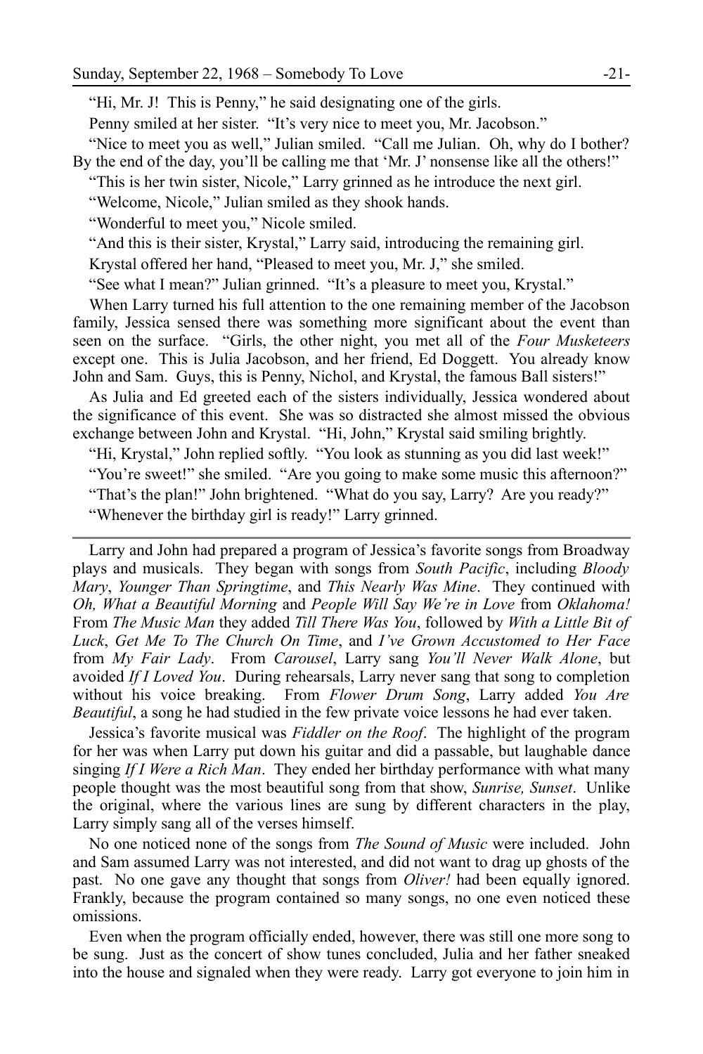"Hi, Mr. J! This is Penny," he said designating one of the girls.

Penny smiled at her sister. "It's very nice to meet you, Mr. Jacobson."

"Nice to meet you as well," Julian smiled. "Call me Julian. Oh, why do I bother? By the end of the day, you'll be calling me that 'Mr. J' nonsense like all the others!"

"This is her twin sister, Nicole," Larry grinned as he introduce the next girl.

"Welcome, Nicole," Julian smiled as they shook hands.

"Wonderful to meet you," Nicole smiled.

"And this is their sister, Krystal," Larry said, introducing the remaining girl.

Krystal offered her hand, "Pleased to meet you, Mr. J," she smiled.

"See what I mean?" Julian grinned. "It's a pleasure to meet you, Krystal."

When Larry turned his full attention to the one remaining member of the Jacobson family, Jessica sensed there was something more significant about the event than seen on the surface. "Girls, the other night, you met all of the *Four Musketeers* except one. This is Julia Jacobson, and her friend, Ed Doggett. You already know John and Sam. Guys, this is Penny, Nichol, and Krystal, the famous Ball sisters!"

As Julia and Ed greeted each of the sisters individually, Jessica wondered about the significance of this event. She was so distracted she almost missed the obvious exchange between John and Krystal. "Hi, John," Krystal said smiling brightly.

"Hi, Krystal," John replied softly. "You look as stunning as you did last week!"

"You're sweet!" she smiled. "Are you going to make some music this afternoon?"

"That's the plan!" John brightened. "What do you say, Larry? Are you ready?"

"Whenever the birthday girl is ready!" Larry grinned.

---

Larry and John had prepared a program of Jessica's favorite songs from Broadway plays and musicals. They began with songs from *South Pacific*, including *Bloody Mary*, *Younger Than Springtime*, and *This Nearly Was Mine*. They continued with *Oh, What a Beautiful Morning* and *People Will Say We're in Love* from *Oklahoma!* From *The Music Man* they added *Till There Was You*, followed by *With a Little Bit of Luck*, *Get Me To The Church On Time*, and *I've Grown Accustomed to Her Face* from *My Fair Lady*. From *Carousel*, Larry sang *You'll Never Walk Alone*, but avoided *If I Loved You*. During rehearsals, Larry never sang that song to completion without his voice breaking. From *Flower Drum Song*, Larry added *You Are Beautiful*, a song he had studied in the few private voice lessons he had ever taken.

Jessica's favorite musical was *Fiddler on the Roof*. The highlight of the program for her was when Larry put down his guitar and did a passable, but laughable dance singing *If I Were a Rich Man*. They ended her birthday performance with what many people thought was the most beautiful song from that show, *Sunrise, Sunset*. Unlike the original, where the various lines are sung by different characters in the play, Larry simply sang all of the verses himself.

No one noticed none of the songs from *The Sound of Music* were included. John and Sam assumed Larry was not interested, and did not want to drag up ghosts of the past. No one gave any thought that songs from *Oliver!* had been equally ignored. Frankly, because the program contained so many songs, no one even noticed these omissions.

Even when the program officially ended, however, there was still one more song to be sung. Just as the concert of show tunes concluded, Julia and her father sneaked into the house and signaled when they were ready. Larry got everyone to join him in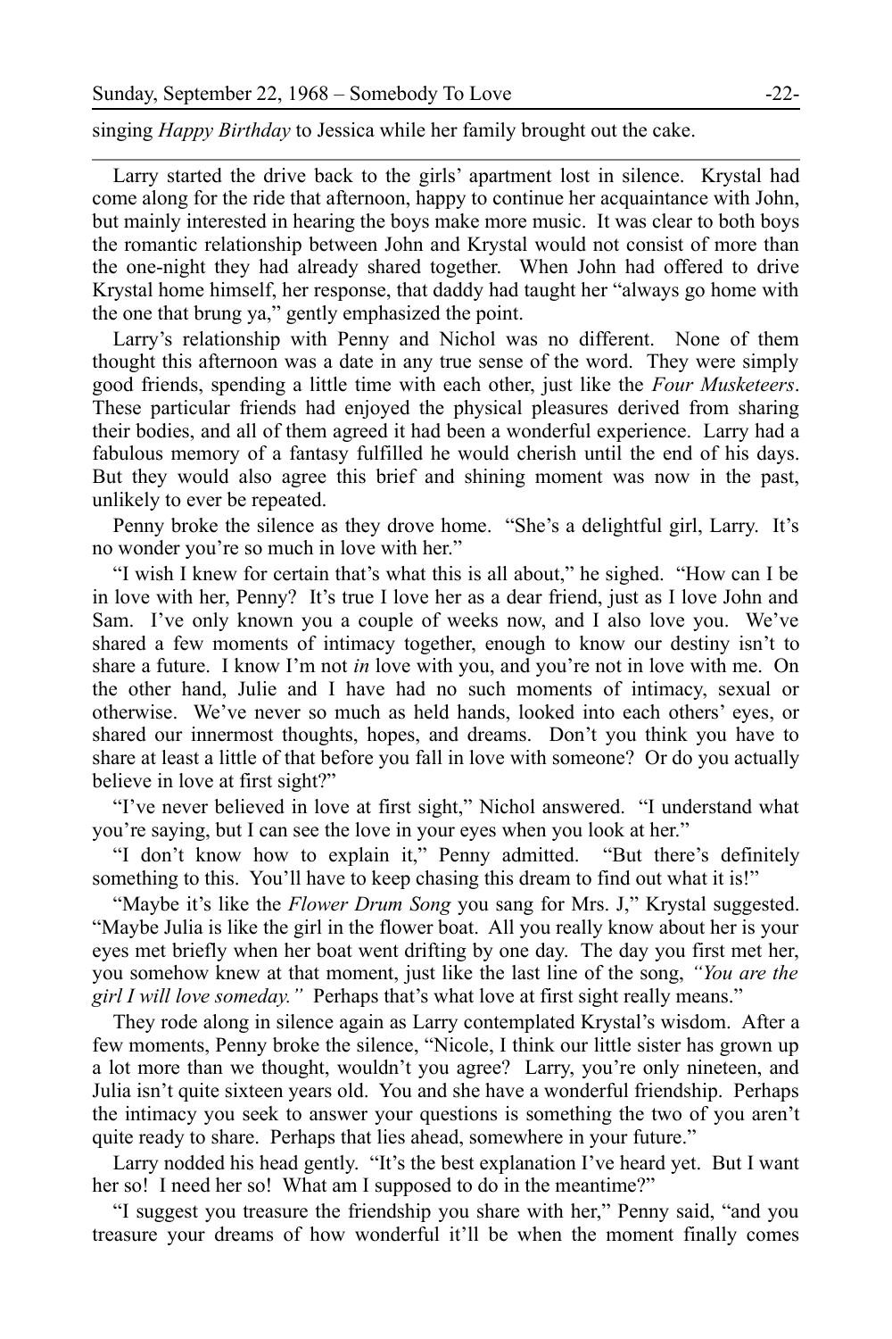singing *Happy Birthday* to Jessica while her family brought out the cake.

---

Larry started the drive back to the girls' apartment lost in silence. Krystal had come along for the ride that afternoon, happy to continue her acquaintance with John, but mainly interested in hearing the boys make more music. It was clear to both boys the romantic relationship between John and Krystal would not consist of more than the one-night they had already shared together. When John had offered to drive Krystal home himself, her response, that daddy had taught her "always go home with the one that brung ya," gently emphasized the point.

Larry's relationship with Penny and Nichol was no different. None of them thought this afternoon was a date in any true sense of the word. They were simply good friends, spending a little time with each other, just like the *Four Musketeers*. These particular friends had enjoyed the physical pleasures derived from sharing their bodies, and all of them agreed it had been a wonderful experience. Larry had a fabulous memory of a fantasy fulfilled he would cherish until the end of his days. But they would also agree this brief and shining moment was now in the past, unlikely to ever be repeated.

Penny broke the silence as they drove home. "She's a delightful girl, Larry. It's no wonder you're so much in love with her."

"I wish I knew for certain that's what this is all about," he sighed. "How can I be in love with her, Penny? It's true I love her as a dear friend, just as I love John and Sam. I've only known you a couple of weeks now, and I also love you. We've shared a few moments of intimacy together, enough to know our destiny isn't to share a future. I know I'm not *in* love with you, and you're not in love with me. On the other hand, Julie and I have had no such moments of intimacy, sexual or otherwise. We've never so much as held hands, looked into each others' eyes, or shared our innermost thoughts, hopes, and dreams. Don't you think you have to share at least a little of that before you fall in love with someone? Or do you actually believe in love at first sight?"

"I've never believed in love at first sight," Nichol answered. "I understand what you're saying, but I can see the love in your eyes when you look at her."

"I don't know how to explain it," Penny admitted. "But there's definitely something to this. You'll have to keep chasing this dream to find out what it is!"

"Maybe it's like the *Flower Drum Song* you sang for Mrs. J," Krystal suggested. "Maybe Julia is like the girl in the flower boat. All you really know about her is your eyes met briefly when her boat went drifting by one day. The day you first met her, you somehow knew at that moment, just like the last line of the song, *"You are the girl I will love someday."* Perhaps that's what love at first sight really means."

They rode along in silence again as Larry contemplated Krystal's wisdom. After a few moments, Penny broke the silence, "Nicole, I think our little sister has grown up a lot more than we thought, wouldn't you agree? Larry, you're only nineteen, and Julia isn't quite sixteen years old. You and she have a wonderful friendship. Perhaps the intimacy you seek to answer your questions is something the two of you aren't quite ready to share. Perhaps that lies ahead, somewhere in your future."

Larry nodded his head gently. "It's the best explanation I've heard yet. But I want her so! I need her so! What am I supposed to do in the meantime?"

"I suggest you treasure the friendship you share with her," Penny said, "and you treasure your dreams of how wonderful it'll be when the moment finally comes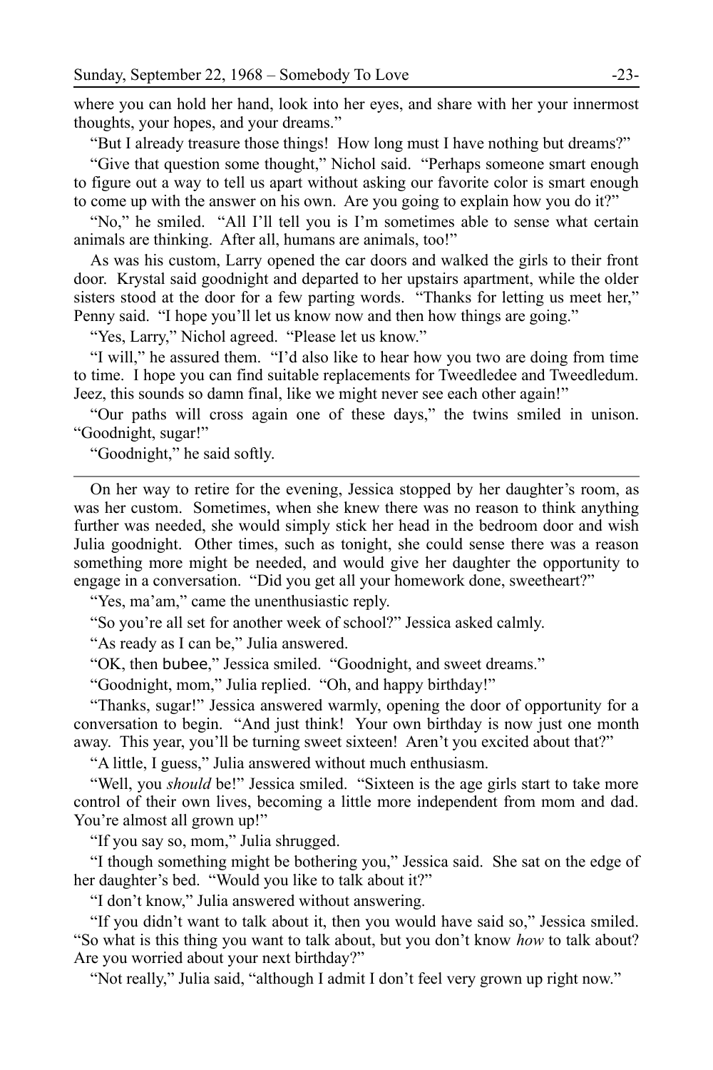where you can hold her hand, look into her eyes, and share with her your innermost thoughts, your hopes, and your dreams."

"But I already treasure those things! How long must I have nothing but dreams?"

"Give that question some thought," Nichol said. "Perhaps someone smart enough to figure out a way to tell us apart without asking our favorite color is smart enough to come up with the answer on his own. Are you going to explain how you do it?"

"No," he smiled. "All I'll tell you is I'm sometimes able to sense what certain animals are thinking. After all, humans are animals, too!"

As was his custom, Larry opened the car doors and walked the girls to their front door. Krystal said goodnight and departed to her upstairs apartment, while the older sisters stood at the door for a few parting words. "Thanks for letting us meet her," Penny said. "I hope you'll let us know now and then how things are going."

"Yes, Larry," Nichol agreed. "Please let us know."

"I will," he assured them. "I'd also like to hear how you two are doing from time to time. I hope you can find suitable replacements for Tweedledee and Tweedledum. Jeez, this sounds so damn final, like we might never see each other again!"

"Our paths will cross again one of these days," the twins smiled in unison. "Goodnight, sugar!"

"Goodnight," he said softly.

---

On her way to retire for the evening, Jessica stopped by her daughter's room, as was her custom. Sometimes, when she knew there was no reason to think anything further was needed, she would simply stick her head in the bedroom door and wish Julia goodnight. Other times, such as tonight, she could sense there was a reason something more might be needed, and would give her daughter the opportunity to engage in a conversation. "Did you get all your homework done, sweetheart?"

"Yes, ma'am," came the unenthusiastic reply.

"So you're all set for another week of school?" Jessica asked calmly.

"As ready as I can be," Julia answered.

"OK, then bubee," Jessica smiled. "Goodnight, and sweet dreams."

"Goodnight, mom," Julia replied. "Oh, and happy birthday!"

"Thanks, sugar!" Jessica answered warmly, opening the door of opportunity for a conversation to begin. "And just think! Your own birthday is now just one month away. This year, you'll be turning sweet sixteen! Aren't you excited about that?"

"A little, I guess," Julia answered without much enthusiasm.

"Well, you *should* be!" Jessica smiled. "Sixteen is the age girls start to take more control of their own lives, becoming a little more independent from mom and dad. You're almost all grown up!"

"If you say so, mom," Julia shrugged.

"I though something might be bothering you," Jessica said. She sat on the edge of her daughter's bed. "Would you like to talk about it?"

"I don't know," Julia answered without answering.

"If you didn't want to talk about it, then you would have said so," Jessica smiled. "So what is this thing you want to talk about, but you don't know *how* to talk about? Are you worried about your next birthday?"

"Not really," Julia said, "although I admit I don't feel very grown up right now."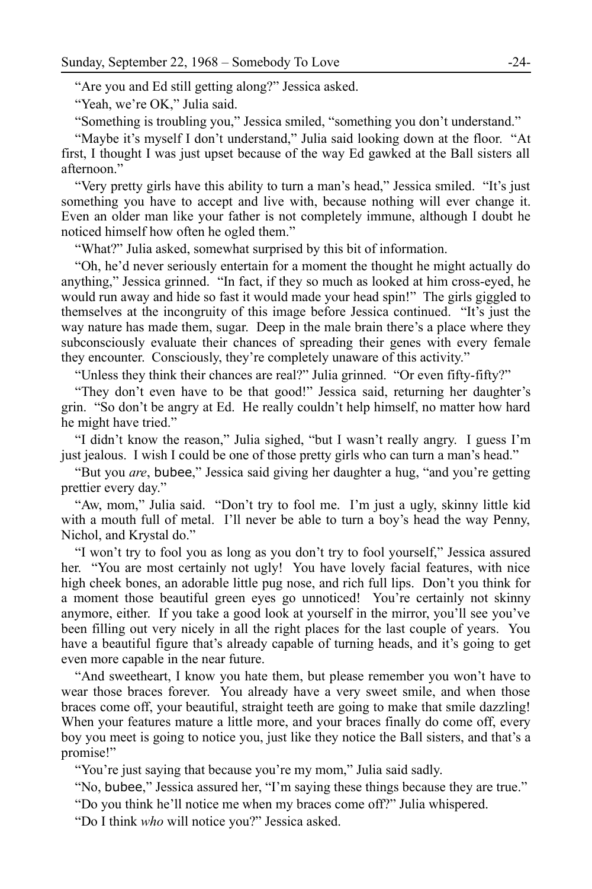"Are you and Ed still getting along?" Jessica asked.

"Yeah, we're OK," Julia said.

"Something is troubling you," Jessica smiled, "something you don't understand."

"Maybe it's myself I don't understand," Julia said looking down at the floor. "At first, I thought I was just upset because of the way Ed gawked at the Ball sisters all afternoon."

"Very pretty girls have this ability to turn a man's head," Jessica smiled. "It's just something you have to accept and live with, because nothing will ever change it. Even an older man like your father is not completely immune, although I doubt he noticed himself how often he ogled them."

"What?" Julia asked, somewhat surprised by this bit of information.

"Oh, he'd never seriously entertain for a moment the thought he might actually do anything," Jessica grinned. "In fact, if they so much as looked at him cross-eyed, he would run away and hide so fast it would made your head spin!" The girls giggled to themselves at the incongruity of this image before Jessica continued. "It's just the way nature has made them, sugar. Deep in the male brain there's a place where they subconsciously evaluate their chances of spreading their genes with every female they encounter. Consciously, they're completely unaware of this activity."

"Unless they think their chances are real?" Julia grinned. "Or even fifty-fifty?"

"They don't even have to be that good!" Jessica said, returning her daughter's grin. "So don't be angry at Ed. He really couldn't help himself, no matter how hard he might have tried."

"I didn't know the reason," Julia sighed, "but I wasn't really angry. I guess I'm just jealous. I wish I could be one of those pretty girls who can turn a man's head."

"But you *are*, bubee," Jessica said giving her daughter a hug, "and you're getting prettier every day."

"Aw, mom," Julia said. "Don't try to fool me. I'm just a ugly, skinny little kid with a mouth full of metal. I'll never be able to turn a boy's head the way Penny, Nichol, and Krystal do."

"I won't try to fool you as long as you don't try to fool yourself," Jessica assured her. "You are most certainly not ugly! You have lovely facial features, with nice high cheek bones, an adorable little pug nose, and rich full lips. Don't you think for a moment those beautiful green eyes go unnoticed! You're certainly not skinny anymore, either. If you take a good look at yourself in the mirror, you'll see you've been filling out very nicely in all the right places for the last couple of years. You have a beautiful figure that's already capable of turning heads, and it's going to get even more capable in the near future.

"And sweetheart, I know you hate them, but please remember you won't have to wear those braces forever. You already have a very sweet smile, and when those braces come off, your beautiful, straight teeth are going to make that smile dazzling! When your features mature a little more, and your braces finally do come off, every boy you meet is going to notice you, just like they notice the Ball sisters, and that's a promise!"

"You're just saying that because you're my mom," Julia said sadly.

"No, bubee," Jessica assured her, "I'm saying these things because they are true."

"Do you think he'll notice me when my braces come off?" Julia whispered.

"Do I think *who* will notice you?" Jessica asked.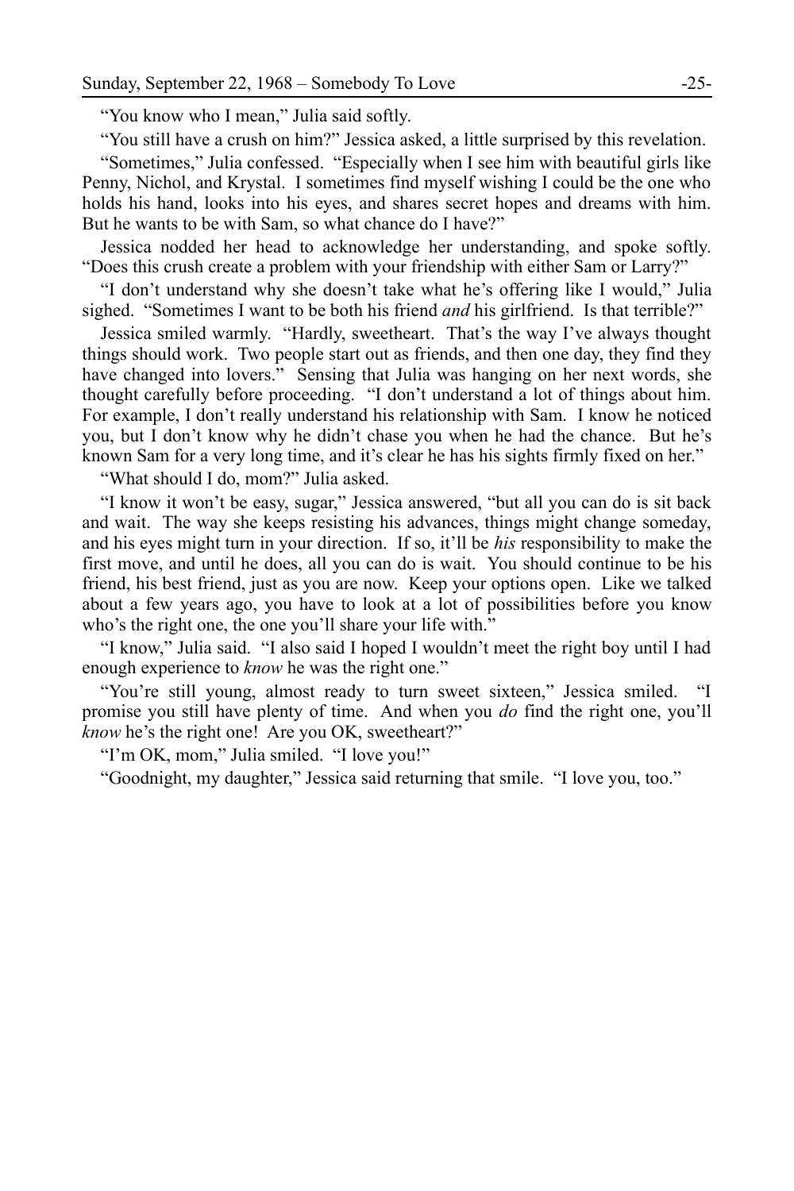"You know who I mean," Julia said softly.

"You still have a crush on him?" Jessica asked, a little surprised by this revelation.

"Sometimes," Julia confessed. "Especially when I see him with beautiful girls like Penny, Nichol, and Krystal. I sometimes find myself wishing I could be the one who holds his hand, looks into his eyes, and shares secret hopes and dreams with him. But he wants to be with Sam, so what chance do I have?"

Jessica nodded her head to acknowledge her understanding, and spoke softly. "Does this crush create a problem with your friendship with either Sam or Larry?"

"I don't understand why she doesn't take what he's offering like I would," Julia sighed. "Sometimes I want to be both his friend *and* his girlfriend. Is that terrible?"

Jessica smiled warmly. "Hardly, sweetheart. That's the way I've always thought things should work. Two people start out as friends, and then one day, they find they have changed into lovers." Sensing that Julia was hanging on her next words, she thought carefully before proceeding. "I don't understand a lot of things about him. For example, I don't really understand his relationship with Sam. I know he noticed you, but I don't know why he didn't chase you when he had the chance. But he's known Sam for a very long time, and it's clear he has his sights firmly fixed on her."

"What should I do, mom?" Julia asked.

"I know it won't be easy, sugar," Jessica answered, "but all you can do is sit back and wait. The way she keeps resisting his advances, things might change someday, and his eyes might turn in your direction. If so, it'll be *his* responsibility to make the first move, and until he does, all you can do is wait. You should continue to be his friend, his best friend, just as you are now. Keep your options open. Like we talked about a few years ago, you have to look at a lot of possibilities before you know who's the right one, the one you'll share your life with."

"I know," Julia said. "I also said I hoped I wouldn't meet the right boy until I had enough experience to *know* he was the right one."

"You're still young, almost ready to turn sweet sixteen," Jessica smiled. "I promise you still have plenty of time. And when you *do* find the right one, you'll *know* he's the right one! Are you OK, sweetheart?"

"I'm OK, mom," Julia smiled. "I love you!"

"Goodnight, my daughter," Jessica said returning that smile. "I love you, too."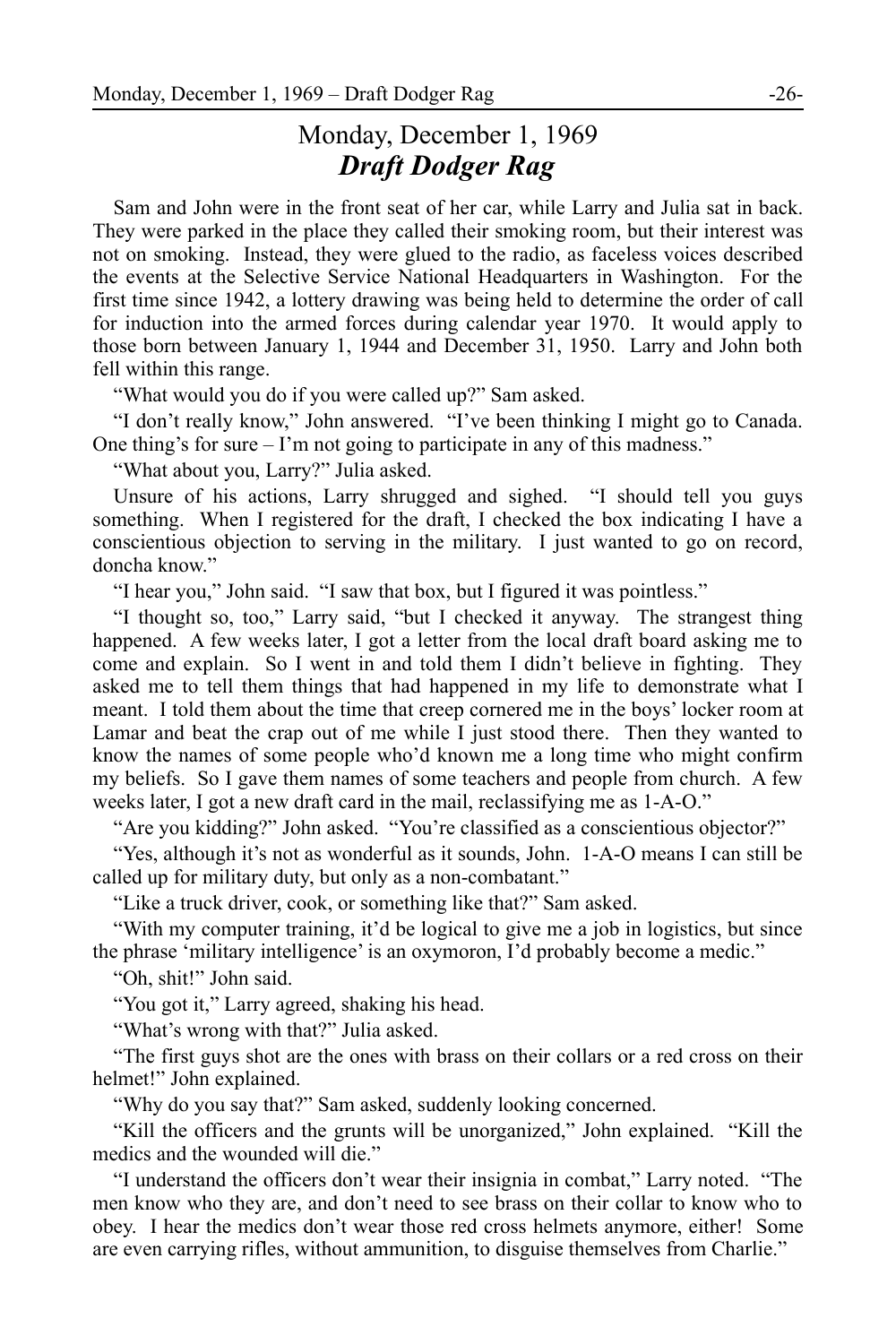# Monday, December 1, 1969
## ***Draft Dodger Rag***

Sam and John were in the front seat of her car, while Larry and Julia sat in back. They were parked in the place they called their smoking room, but their interest was not on smoking. Instead, they were glued to the radio, as faceless voices described the events at the Selective Service National Headquarters in Washington. For the first time since 1942, a lottery drawing was being held to determine the order of call for induction into the armed forces during calendar year 1970. It would apply to those born between January 1, 1944 and December 31, 1950. Larry and John both fell within this range.

"What would you do if you were called up?" Sam asked.

"I don't really know," John answered. "I've been thinking I might go to Canada. One thing's for sure – I'm not going to participate in any of this madness."

"What about you, Larry?" Julia asked.

Unsure of his actions, Larry shrugged and sighed. "I should tell you guys something. When I registered for the draft, I checked the box indicating I have a conscientious objection to serving in the military. I just wanted to go on record, doncha know."

"I hear you," John said. "I saw that box, but I figured it was pointless."

"I thought so, too," Larry said, "but I checked it anyway. The strangest thing happened. A few weeks later, I got a letter from the local draft board asking me to come and explain. So I went in and told them I didn't believe in fighting. They asked me to tell them things that had happened in my life to demonstrate what I meant. I told them about the time that creep cornered me in the boys' locker room at Lamar and beat the crap out of me while I just stood there. Then they wanted to know the names of some people who'd known me a long time who might confirm my beliefs. So I gave them names of some teachers and people from church. A few weeks later, I got a new draft card in the mail, reclassifying me as 1-A-O."

"Are you kidding?" John asked. "You're classified as a conscientious objector?"

"Yes, although it's not as wonderful as it sounds, John. 1-A-O means I can still be called up for military duty, but only as a non-combatant."

"Like a truck driver, cook, or something like that?" Sam asked.

"With my computer training, it'd be logical to give me a job in logistics, but since the phrase 'military intelligence' is an oxymoron, I'd probably become a medic."

"Oh, shit!" John said.

"You got it," Larry agreed, shaking his head.

"What's wrong with that?" Julia asked.

"The first guys shot are the ones with brass on their collars or a red cross on their helmet!" John explained.

"Why do you say that?" Sam asked, suddenly looking concerned.

"Kill the officers and the grunts will be unorganized," John explained. "Kill the medics and the wounded will die."

"I understand the officers don't wear their insignia in combat," Larry noted. "The men know who they are, and don't need to see brass on their collar to know who to obey. I hear the medics don't wear those red cross helmets anymore, either! Some are even carrying rifles, without ammunition, to disguise themselves from Charlie."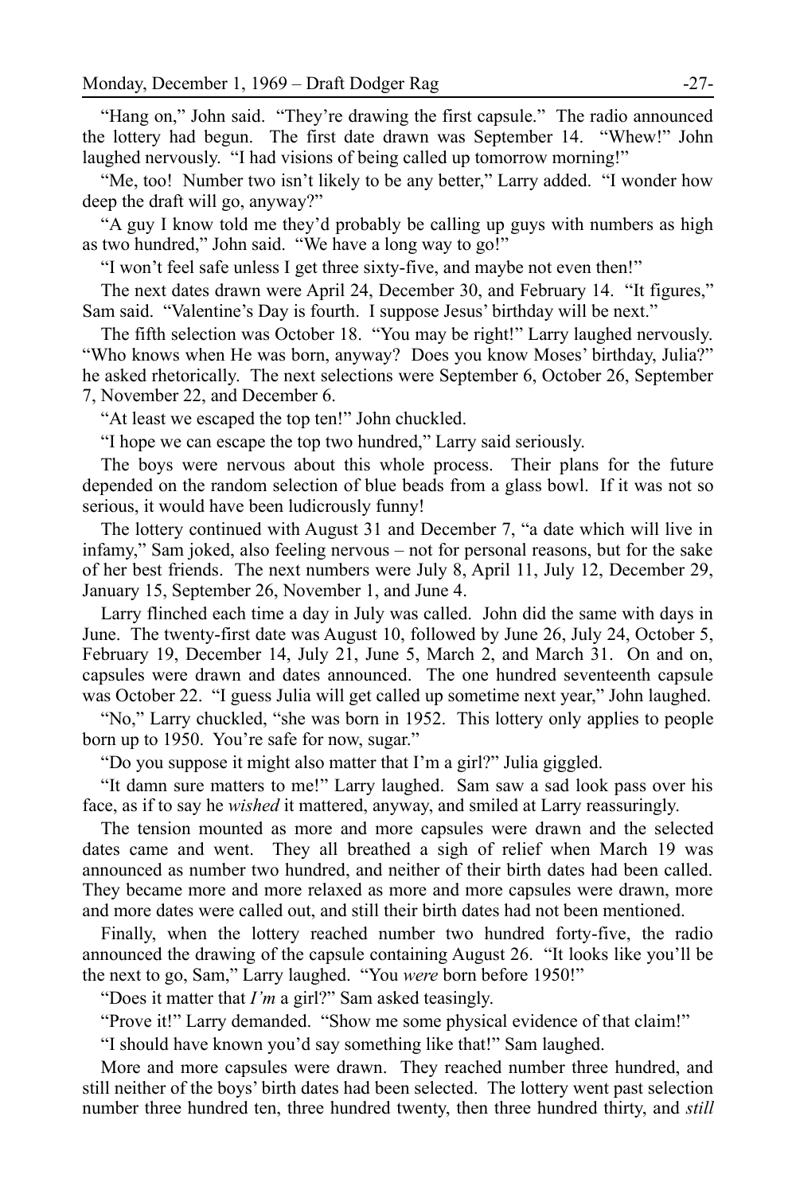"Hang on," John said. "They're drawing the first capsule." The radio announced the lottery had begun. The first date drawn was September 14. "Whew!" John laughed nervously. "I had visions of being called up tomorrow morning!"

"Me, too! Number two isn't likely to be any better," Larry added. "I wonder how deep the draft will go, anyway?"

"A guy I know told me they'd probably be calling up guys with numbers as high as two hundred," John said. "We have a long way to go!"

"I won't feel safe unless I get three sixty-five, and maybe not even then!"

The next dates drawn were April 24, December 30, and February 14. "It figures," Sam said. "Valentine's Day is fourth. I suppose Jesus' birthday will be next."

The fifth selection was October 18. "You may be right!" Larry laughed nervously. "Who knows when He was born, anyway? Does you know Moses' birthday, Julia?" he asked rhetorically. The next selections were September 6, October 26, September 7, November 22, and December 6.

"At least we escaped the top ten!" John chuckled.

"I hope we can escape the top two hundred," Larry said seriously.

The boys were nervous about this whole process. Their plans for the future depended on the random selection of blue beads from a glass bowl. If it was not so serious, it would have been ludicrously funny!

The lottery continued with August 31 and December 7, "a date which will live in infamy," Sam joked, also feeling nervous – not for personal reasons, but for the sake of her best friends. The next numbers were July 8, April 11, July 12, December 29, January 15, September 26, November 1, and June 4.

Larry flinched each time a day in July was called. John did the same with days in June. The twenty-first date was August 10, followed by June 26, July 24, October 5, February 19, December 14, July 21, June 5, March 2, and March 31. On and on, capsules were drawn and dates announced. The one hundred seventeenth capsule was October 22. "I guess Julia will get called up sometime next year," John laughed.

"No," Larry chuckled, "she was born in 1952. This lottery only applies to people born up to 1950. You're safe for now, sugar."

"Do you suppose it might also matter that I'm a girl?" Julia giggled.

"It damn sure matters to me!" Larry laughed. Sam saw a sad look pass over his face, as if to say he *wished* it mattered, anyway, and smiled at Larry reassuringly.

The tension mounted as more and more capsules were drawn and the selected dates came and went. They all breathed a sigh of relief when March 19 was announced as number two hundred, and neither of their birth dates had been called. They became more and more relaxed as more and more capsules were drawn, more and more dates were called out, and still their birth dates had not been mentioned.

Finally, when the lottery reached number two hundred forty-five, the radio announced the drawing of the capsule containing August 26. "It looks like you'll be the next to go, Sam," Larry laughed. "You *were* born before 1950!"

"Does it matter that *I'm* a girl?" Sam asked teasingly.

"Prove it!" Larry demanded. "Show me some physical evidence of that claim!"

"I should have known you'd say something like that!" Sam laughed.

More and more capsules were drawn. They reached number three hundred, and still neither of the boys' birth dates had been selected. The lottery went past selection number three hundred ten, three hundred twenty, then three hundred thirty, and *still*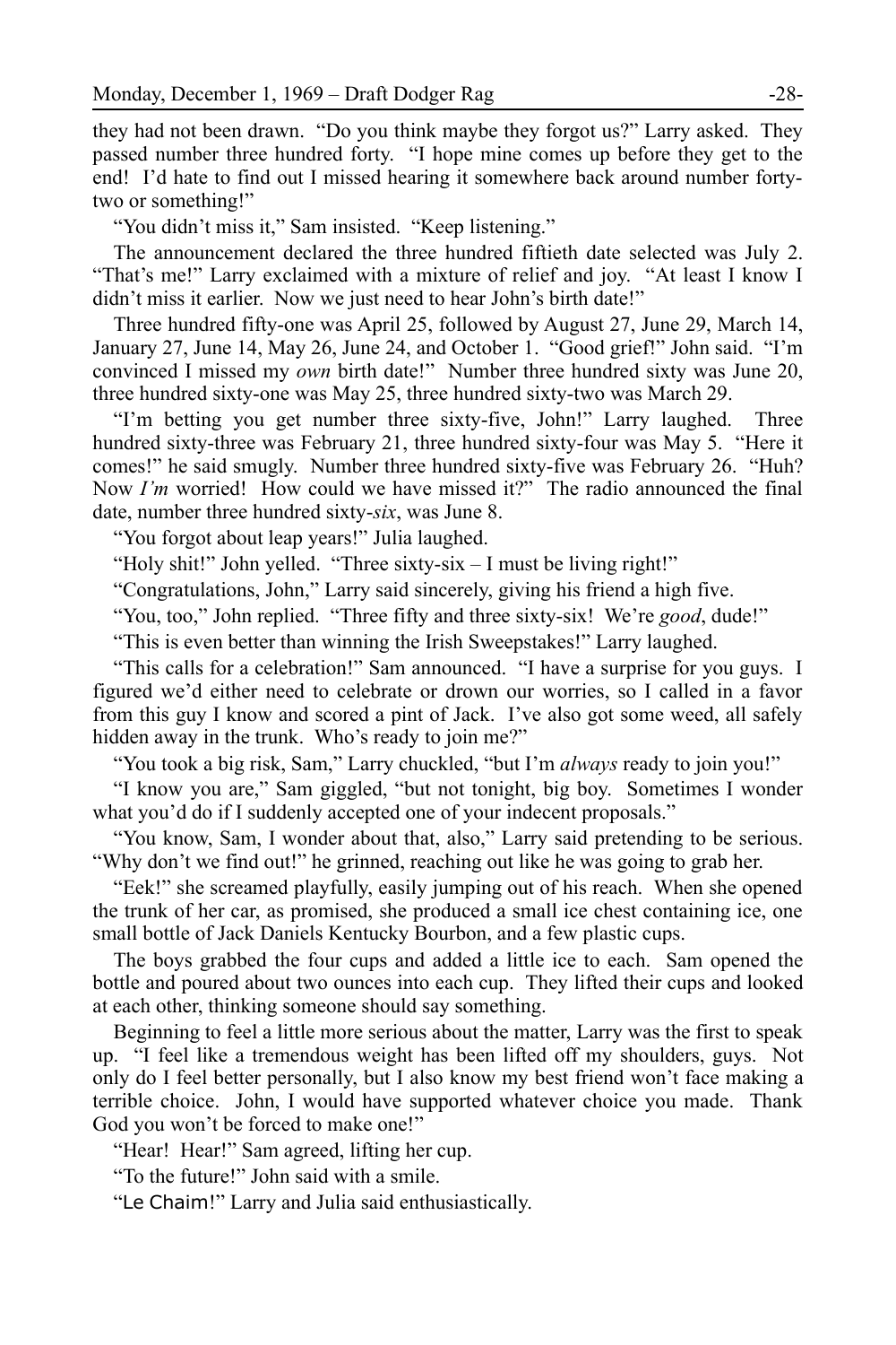they had not been drawn. "Do you think maybe they forgot us?" Larry asked. They passed number three hundred forty. "I hope mine comes up before they get to the end! I'd hate to find out I missed hearing it somewhere back around number forty-two or something!"

"You didn't miss it," Sam insisted. "Keep listening."

The announcement declared the three hundred fiftieth date selected was July 2. "That's me!" Larry exclaimed with a mixture of relief and joy. "At least I know I didn't miss it earlier. Now we just need to hear John's birth date!"

Three hundred fifty-one was April 25, followed by August 27, June 29, March 14, January 27, June 14, May 26, June 24, and October 1. "Good grief!" John said. "I'm convinced I missed my *own* birth date!" Number three hundred sixty was June 20, three hundred sixty-one was May 25, three hundred sixty-two was March 29.

"I'm betting you get number three sixty-five, John!" Larry laughed. Three hundred sixty-three was February 21, three hundred sixty-four was May 5. "Here it comes!" he said smugly. Number three hundred sixty-five was February 26. "Huh? Now *I'm* worried! How could we have missed it?" The radio announced the final date, number three hundred sixty-*six*, was June 8.

"You forgot about leap years!" Julia laughed.

"Holy shit!" John yelled. "Three sixty-six – I must be living right!"

"Congratulations, John," Larry said sincerely, giving his friend a high five.

"You, too," John replied. "Three fifty and three sixty-six! We're *good*, dude!"

"This is even better than winning the Irish Sweepstakes!" Larry laughed.

"This calls for a celebration!" Sam announced. "I have a surprise for you guys. I figured we'd either need to celebrate or drown our worries, so I called in a favor from this guy I know and scored a pint of Jack. I've also got some weed, all safely hidden away in the trunk. Who's ready to join me?"

"You took a big risk, Sam," Larry chuckled, "but I'm *always* ready to join you!"

"I know you are," Sam giggled, "but not tonight, big boy. Sometimes I wonder what you'd do if I suddenly accepted one of your indecent proposals."

"You know, Sam, I wonder about that, also," Larry said pretending to be serious. "Why don't we find out!" he grinned, reaching out like he was going to grab her.

"Eek!" she screamed playfully, easily jumping out of his reach. When she opened the trunk of her car, as promised, she produced a small ice chest containing ice, one small bottle of Jack Daniels Kentucky Bourbon, and a few plastic cups.

The boys grabbed the four cups and added a little ice to each. Sam opened the bottle and poured about two ounces into each cup. They lifted their cups and looked at each other, thinking someone should say something.

Beginning to feel a little more serious about the matter, Larry was the first to speak up. "I feel like a tremendous weight has been lifted off my shoulders, guys. Not only do I feel better personally, but I also know my best friend won't face making a terrible choice. John, I would have supported whatever choice you made. Thank God you won't be forced to make one!"

"Hear! Hear!" Sam agreed, lifting her cup.

"To the future!" John said with a smile.

"Le Chaim!" Larry and Julia said enthusiastically.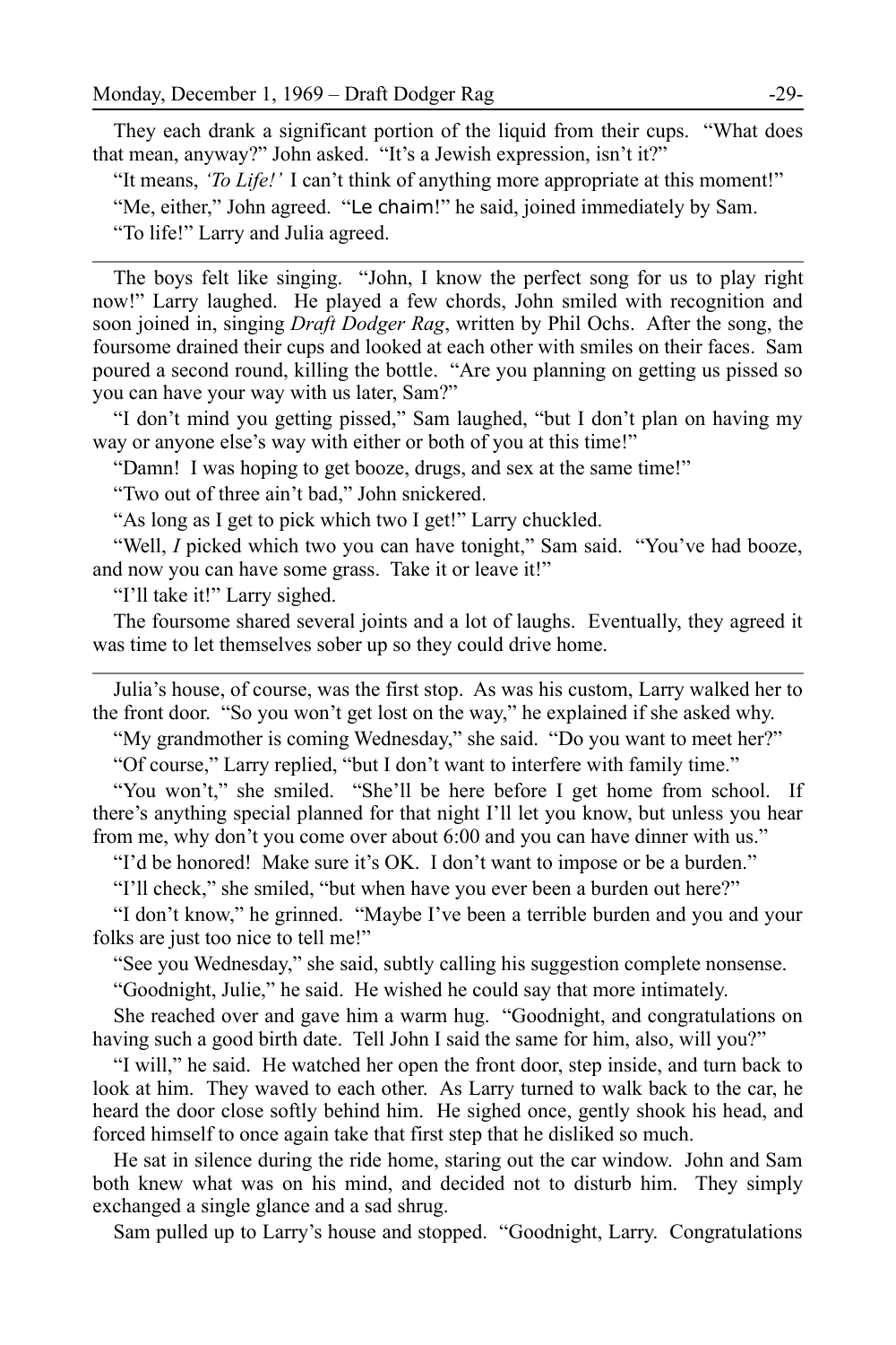They each drank a significant portion of the liquid from their cups. "What does that mean, anyway?" John asked. "It's a Jewish expression, isn't it?"

"It means, *'To Life!'* I can't think of anything more appropriate at this moment!"

"Me, either," John agreed. "Le chaim!" he said, joined immediately by Sam.

"To life!" Larry and Julia agreed.

---

The boys felt like singing. "John, I know the perfect song for us to play right now!" Larry laughed. He played a few chords, John smiled with recognition and soon joined in, singing *Draft Dodger Rag*, written by Phil Ochs. After the song, the foursome drained their cups and looked at each other with smiles on their faces. Sam poured a second round, killing the bottle. "Are you planning on getting us pissed so you can have your way with us later, Sam?"

"I don't mind you getting pissed," Sam laughed, "but I don't plan on having my way or anyone else's way with either or both of you at this time!"

"Damn! I was hoping to get booze, drugs, and sex at the same time!"

"Two out of three ain't bad," John snickered.

"As long as I get to pick which two I get!" Larry chuckled.

"Well, *I* picked which two you can have tonight," Sam said. "You've had booze, and now you can have some grass. Take it or leave it!"

"I'll take it!" Larry sighed.

The foursome shared several joints and a lot of laughs. Eventually, they agreed it was time to let themselves sober up so they could drive home.

---

Julia's house, of course, was the first stop. As was his custom, Larry walked her to the front door. "So you won't get lost on the way," he explained if she asked why.

"My grandmother is coming Wednesday," she said. "Do you want to meet her?"

"Of course," Larry replied, "but I don't want to interfere with family time."

"You won't," she smiled. "She'll be here before I get home from school. If there's anything special planned for that night I'll let you know, but unless you hear from me, why don't you come over about 6:00 and you can have dinner with us."

"I'd be honored! Make sure it's OK. I don't want to impose or be a burden."

"I'll check," she smiled, "but when have you ever been a burden out here?"

"I don't know," he grinned. "Maybe I've been a terrible burden and you and your folks are just too nice to tell me!"

"See you Wednesday," she said, subtly calling his suggestion complete nonsense.

"Goodnight, Julie," he said. He wished he could say that more intimately.

She reached over and gave him a warm hug. "Goodnight, and congratulations on having such a good birth date. Tell John I said the same for him, also, will you?"

"I will," he said. He watched her open the front door, step inside, and turn back to look at him. They waved to each other. As Larry turned to walk back to the car, he heard the door close softly behind him. He sighed once, gently shook his head, and forced himself to once again take that first step that he disliked so much.

He sat in silence during the ride home, staring out the car window. John and Sam both knew what was on his mind, and decided not to disturb him. They simply exchanged a single glance and a sad shrug.

Sam pulled up to Larry's house and stopped. "Goodnight, Larry. Congratulations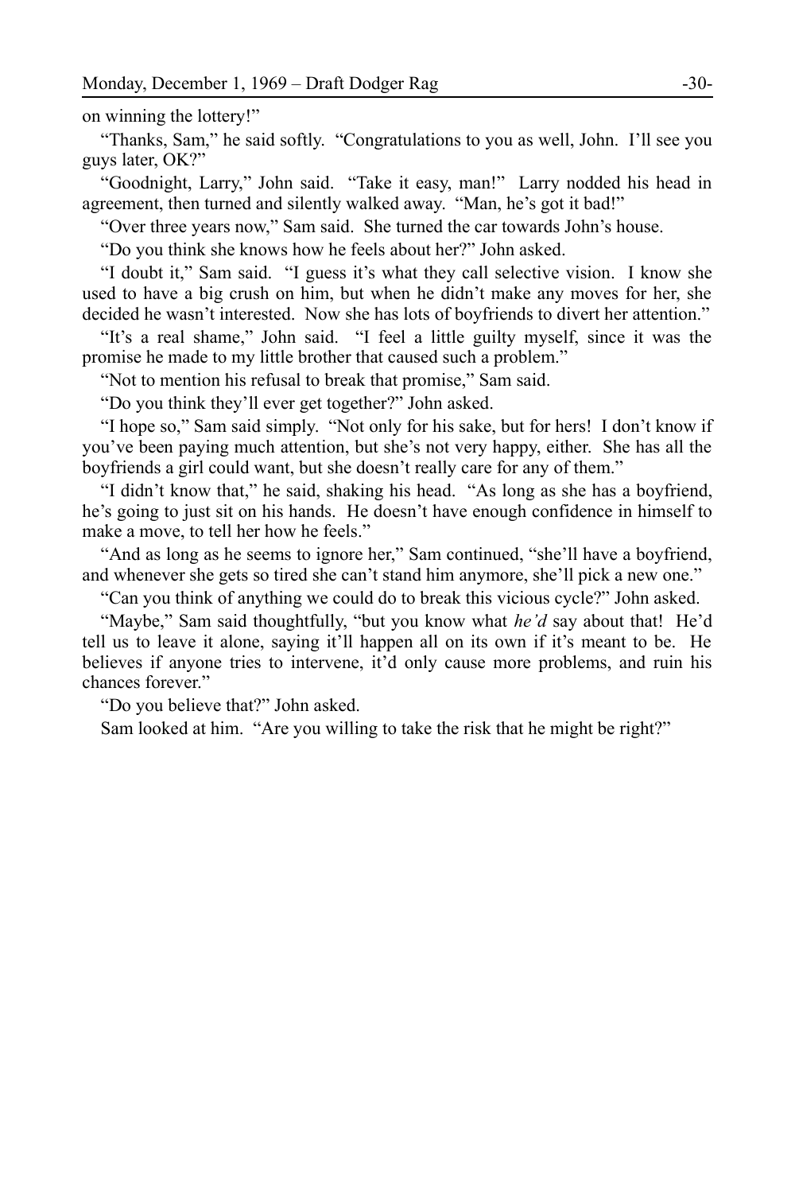on winning the lottery!"

"Thanks, Sam," he said softly. "Congratulations to you as well, John. I'll see you guys later, OK?"

"Goodnight, Larry," John said. "Take it easy, man!" Larry nodded his head in agreement, then turned and silently walked away. "Man, he's got it bad!"

"Over three years now," Sam said. She turned the car towards John's house.

"Do you think she knows how he feels about her?" John asked.

"I doubt it," Sam said. "I guess it's what they call selective vision. I know she used to have a big crush on him, but when he didn't make any moves for her, she decided he wasn't interested. Now she has lots of boyfriends to divert her attention."

"It's a real shame," John said. "I feel a little guilty myself, since it was the promise he made to my little brother that caused such a problem."

"Not to mention his refusal to break that promise," Sam said.

"Do you think they'll ever get together?" John asked.

"I hope so," Sam said simply. "Not only for his sake, but for hers! I don't know if you've been paying much attention, but she's not very happy, either. She has all the boyfriends a girl could want, but she doesn't really care for any of them."

"I didn't know that," he said, shaking his head. "As long as she has a boyfriend, he's going to just sit on his hands. He doesn't have enough confidence in himself to make a move, to tell her how he feels."

"And as long as he seems to ignore her," Sam continued, "she'll have a boyfriend, and whenever she gets so tired she can't stand him anymore, she'll pick a new one."

"Can you think of anything we could do to break this vicious cycle?" John asked.

"Maybe," Sam said thoughtfully, "but you know what *he'd* say about that! He'd tell us to leave it alone, saying it'll happen all on its own if it's meant to be. He believes if anyone tries to intervene, it'd only cause more problems, and ruin his chances forever."

"Do you believe that?" John asked.

Sam looked at him. "Are you willing to take the risk that he might be right?"